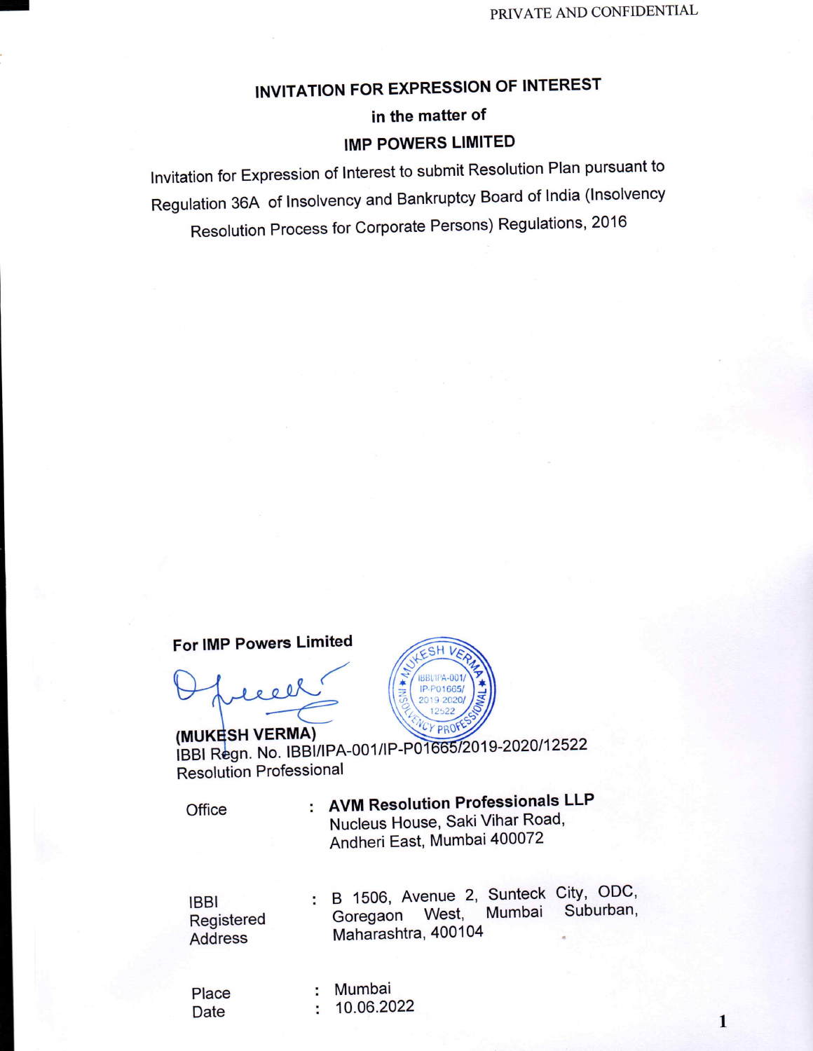PRIVATE AND CONFIDENTIAL

# INVITATION FOR EXPRESSION OF INTEREST

## in the matter of

## IMP POWERS LIMITED

Invitation for Expression of Interest to submit Resolution Plan pursuant to Regulation 36A of Insolvency and Bankruptcy Board of India (Insolvency Resolution Process for Corporate Persons) Regulations, 2016

**For IMP Powers Limited**

**(MUKESH VERMA)**
IBBI Regn. No. IBBI/IPA-001/IP-P01665/2019-2020/12522
Resolution Professional

| | | |
|---|---|---|
| Office | : | **AVM Resolution Professionals LLP**<br>Nucleus House, Saki Vihar Road,<br>Andheri East, Mumbai 400072 |
| IBBI Registered Address | : | B 1506, Avenue 2, Sunteck City, ODC, Goregaon West, Mumbai Suburban, Maharashtra, 400104 |
| Place | : | Mumbai |
| Date | : | 10.06.2022 |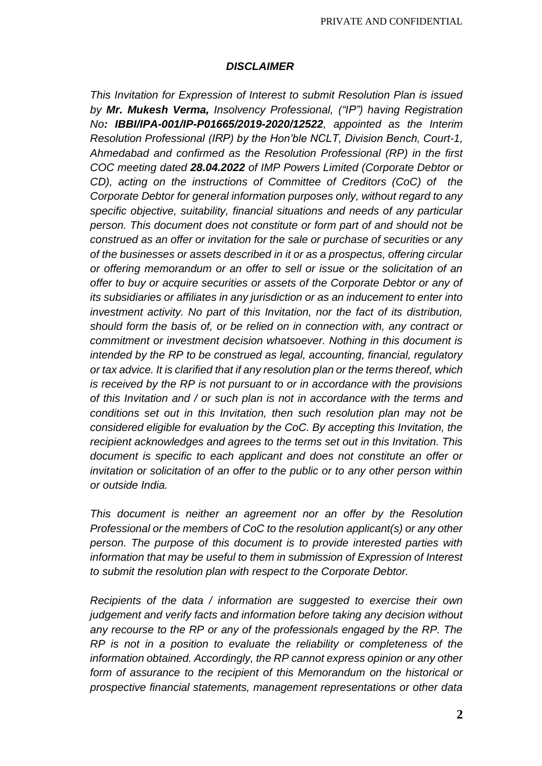### *DISCLAIMER*

*This Invitation for Expression of Interest to submit Resolution Plan is issued by **Mr. Mukesh Verma,** Insolvency Professional, ("IP") having Registration No**: IBBI/IPA-001/IP-P01665/2019-2020/12522**, appointed as the Interim Resolution Professional (IRP) by the Hon'ble NCLT, Division Bench, Court-1, Ahmedabad and confirmed as the Resolution Professional (RP) in the first COC meeting dated **28.04.2022** of IMP Powers Limited (Corporate Debtor or CD), acting on the instructions of Committee of Creditors (CoC) of the Corporate Debtor for general information purposes only, without regard to any specific objective, suitability, financial situations and needs of any particular person. This document does not constitute or form part of and should not be construed as an offer or invitation for the sale or purchase of securities or any of the businesses or assets described in it or as a prospectus, offering circular or offering memorandum or an offer to sell or issue or the solicitation of an offer to buy or acquire securities or assets of the Corporate Debtor or any of its subsidiaries or affiliates in any jurisdiction or as an inducement to enter into investment activity. No part of this Invitation, nor the fact of its distribution, should form the basis of, or be relied on in connection with, any contract or commitment or investment decision whatsoever. Nothing in this document is intended by the RP to be construed as legal, accounting, financial, regulatory or tax advice. It is clarified that if any resolution plan or the terms thereof, which is received by the RP is not pursuant to or in accordance with the provisions of this Invitation and / or such plan is not in accordance with the terms and conditions set out in this Invitation, then such resolution plan may not be considered eligible for evaluation by the CoC. By accepting this Invitation, the recipient acknowledges and agrees to the terms set out in this Invitation. This document is specific to each applicant and does not constitute an offer or invitation or solicitation of an offer to the public or to any other person within or outside India.*

*This document is neither an agreement nor an offer by the Resolution Professional or the members of CoC to the resolution applicant(s) or any other person. The purpose of this document is to provide interested parties with information that may be useful to them in submission of Expression of Interest to submit the resolution plan with respect to the Corporate Debtor.*

*Recipients of the data / information are suggested to exercise their own judgement and verify facts and information before taking any decision without any recourse to the RP or any of the professionals engaged by the RP. The RP is not in a position to evaluate the reliability or completeness of the information obtained. Accordingly, the RP cannot express opinion or any other form of assurance to the recipient of this Memorandum on the historical or prospective financial statements, management representations or other data*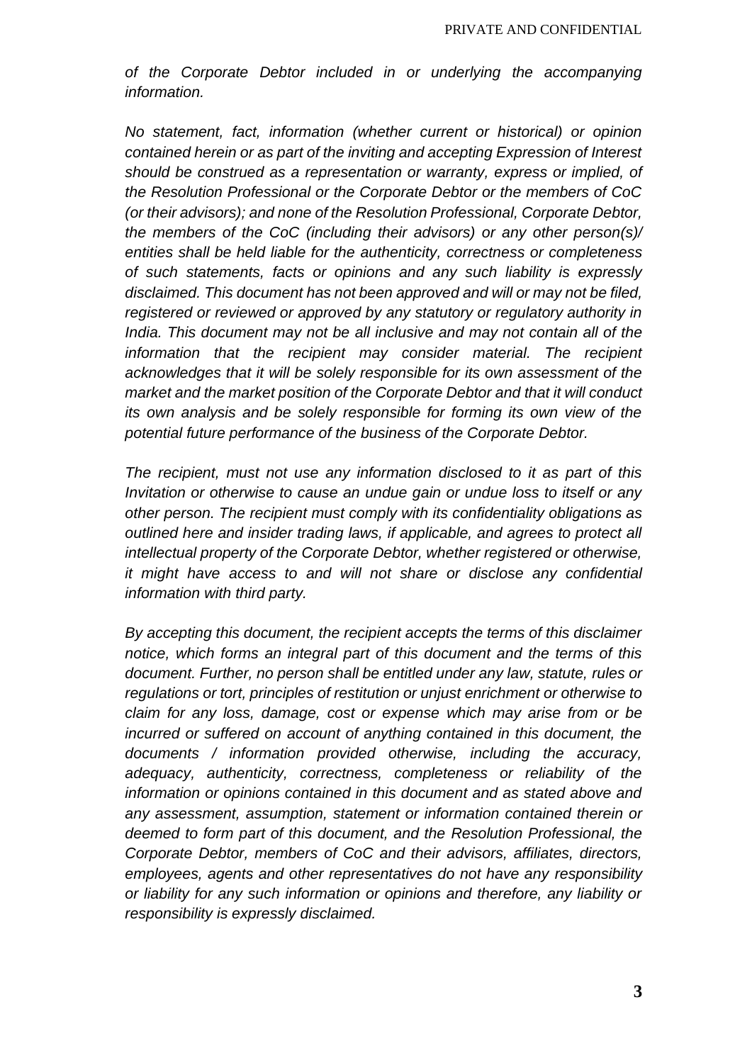*of the Corporate Debtor included in or underlying the accompanying information.*

*No statement, fact, information (whether current or historical) or opinion contained herein or as part of the inviting and accepting Expression of Interest should be construed as a representation or warranty, express or implied, of the Resolution Professional or the Corporate Debtor or the members of CoC (or their advisors); and none of the Resolution Professional, Corporate Debtor, the members of the CoC (including their advisors) or any other person(s)/ entities shall be held liable for the authenticity, correctness or completeness of such statements, facts or opinions and any such liability is expressly disclaimed. This document has not been approved and will or may not be filed, registered or reviewed or approved by any statutory or regulatory authority in India. This document may not be all inclusive and may not contain all of the information that the recipient may consider material. The recipient acknowledges that it will be solely responsible for its own assessment of the market and the market position of the Corporate Debtor and that it will conduct its own analysis and be solely responsible for forming its own view of the potential future performance of the business of the Corporate Debtor.*

*The recipient, must not use any information disclosed to it as part of this Invitation or otherwise to cause an undue gain or undue loss to itself or any other person. The recipient must comply with its confidentiality obligations as outlined here and insider trading laws, if applicable, and agrees to protect all intellectual property of the Corporate Debtor, whether registered or otherwise, it might have access to and will not share or disclose any confidential information with third party.*

*By accepting this document, the recipient accepts the terms of this disclaimer notice, which forms an integral part of this document and the terms of this document. Further, no person shall be entitled under any law, statute, rules or regulations or tort, principles of restitution or unjust enrichment or otherwise to claim for any loss, damage, cost or expense which may arise from or be incurred or suffered on account of anything contained in this document, the documents / information provided otherwise, including the accuracy, adequacy, authenticity, correctness, completeness or reliability of the information or opinions contained in this document and as stated above and any assessment, assumption, statement or information contained therein or deemed to form part of this document, and the Resolution Professional, the Corporate Debtor, members of CoC and their advisors, affiliates, directors, employees, agents and other representatives do not have any responsibility or liability for any such information or opinions and therefore, any liability or responsibility is expressly disclaimed.*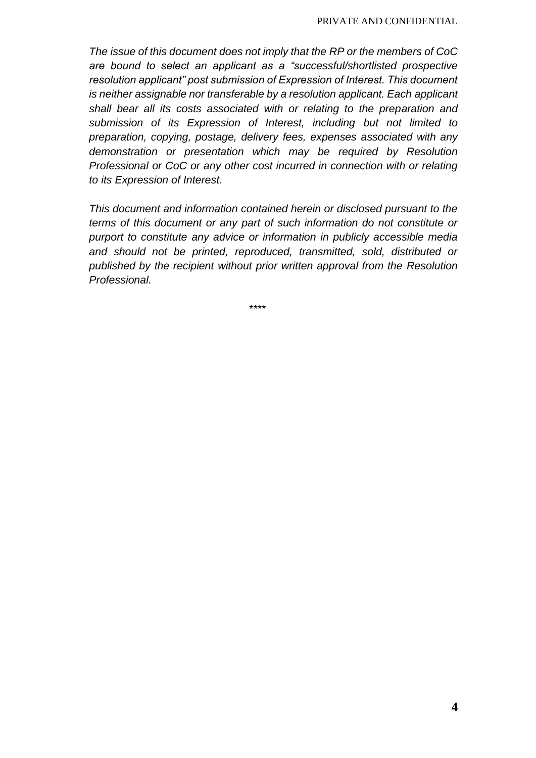*The issue of this document does not imply that the RP or the members of CoC are bound to select an applicant as a "successful/shortlisted prospective resolution applicant" post submission of Expression of Interest. This document is neither assignable nor transferable by a resolution applicant. Each applicant shall bear all its costs associated with or relating to the preparation and submission of its Expression of Interest, including but not limited to preparation, copying, postage, delivery fees, expenses associated with any demonstration or presentation which may be required by Resolution Professional or CoC or any other cost incurred in connection with or relating to its Expression of Interest.*

*This document and information contained herein or disclosed pursuant to the terms of this document or any part of such information do not constitute or purport to constitute any advice or information in publicly accessible media and should not be printed, reproduced, transmitted, sold, distributed or published by the recipient without prior written approval from the Resolution Professional.*

****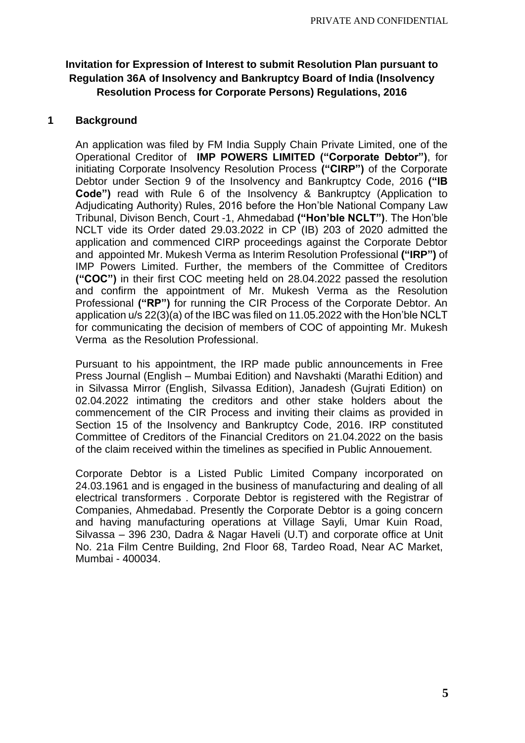**Invitation for Expression of Interest to submit Resolution Plan pursuant to Regulation 36A of Insolvency and Bankruptcy Board of India (Insolvency Resolution Process for Corporate Persons) Regulations, 2016**

## 1 Background

An application was filed by FM India Supply Chain Private Limited, one of the Operational Creditor of **IMP POWERS LIMITED ("Corporate Debtor")**, for initiating Corporate Insolvency Resolution Process **("CIRP")** of the Corporate Debtor under Section 9 of the Insolvency and Bankruptcy Code, 2016 **("IB Code")** read with Rule 6 of the Insolvency & Bankruptcy (Application to Adjudicating Authority) Rules, 2016 before the Hon'ble National Company Law Tribunal, Divison Bench, Court -1, Ahmedabad **("Hon'ble NCLT")**. The Hon'ble NCLT vide its Order dated 29.03.2022 in CP (IB) 203 of 2020 admitted the application and commenced CIRP proceedings against the Corporate Debtor and appointed Mr. Mukesh Verma as Interim Resolution Professional **("IRP")** of IMP Powers Limited. Further, the members of the Committee of Creditors **("COC")** in their first COC meeting held on 28.04.2022 passed the resolution and confirm the appointment of Mr. Mukesh Verma as the Resolution Professional **("RP")** for running the CIR Process of the Corporate Debtor. An application u/s 22(3)(a) of the IBC was filed on 11.05.2022 with the Hon'ble NCLT for communicating the decision of members of COC of appointing Mr. Mukesh Verma as the Resolution Professional.

Pursuant to his appointment, the IRP made public announcements in Free Press Journal (English – Mumbai Edition) and Navshakti (Marathi Edition) and in Silvassa Mirror (English, Silvassa Edition), Janadesh (Gujrati Edition) on 02.04.2022 intimating the creditors and other stake holders about the commencement of the CIR Process and inviting their claims as provided in Section 15 of the Insolvency and Bankruptcy Code, 2016. IRP constituted Committee of Creditors of the Financial Creditors on 21.04.2022 on the basis of the claim received within the timelines as specified in Public Annouement.

Corporate Debtor is a Listed Public Limited Company incorporated on 24.03.1961 and is engaged in the business of manufacturing and dealing of all electrical transformers . Corporate Debtor is registered with the Registrar of Companies, Ahmedabad. Presently the Corporate Debtor is a going concern and having manufacturing operations at Village Sayli, Umar Kuin Road, Silvassa – 396 230, Dadra & Nagar Haveli (U.T) and corporate office at Unit No. 21a Film Centre Building, 2nd Floor 68, Tardeo Road, Near AC Market, Mumbai - 400034.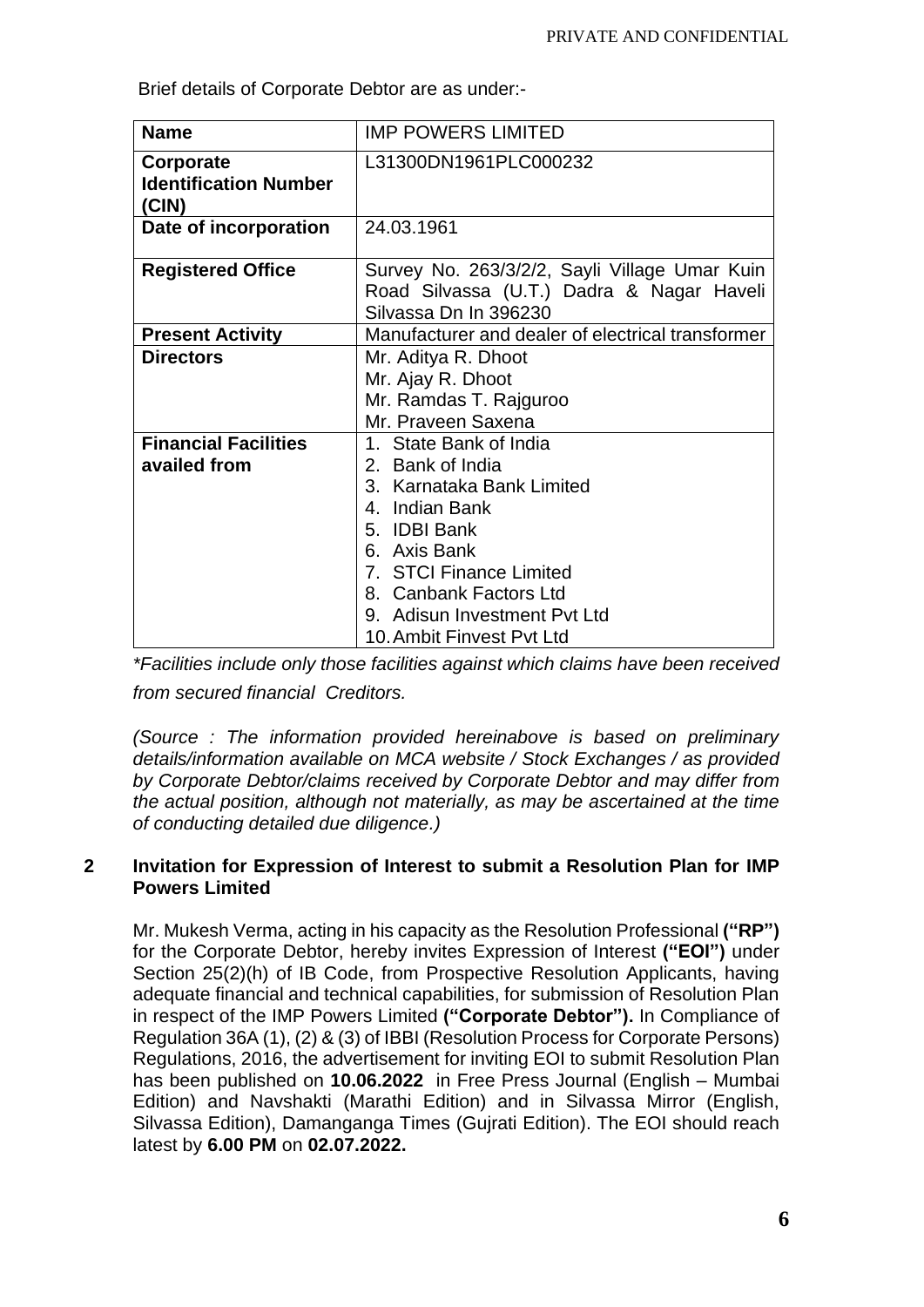Brief details of Corporate Debtor are as under:-

| **Name** | IMP POWERS LIMITED |
|---|---|
| **Corporate Identification Number (CIN)** | L31300DN1961PLC000232 |
| **Date of incorporation** | 24.03.1961 |
| **Registered Office** | Survey No. 263/3/2/2, Sayli Village Umar Kuin Road Silvassa (U.T.) Dadra & Nagar Haveli Silvassa Dn In 396230 |
| **Present Activity** | Manufacturer and dealer of electrical transformer |
| **Directors** | Mr. Aditya R. Dhoot<br>Mr. Ajay R. Dhoot<br>Mr. Ramdas T. Rajguroo<br>Mr. Praveen Saxena |
| **Financial Facilities availed from** | 1. State Bank of India<br>2. Bank of India<br>3. Karnataka Bank Limited<br>4. Indian Bank<br>5. IDBI Bank<br>6. Axis Bank<br>7. STCI Finance Limited<br>8. Canbank Factors Ltd<br>9. Adisun Investment Pvt Ltd<br>10. Ambit Finvest Pvt Ltd |

*\*Facilities include only those facilities against which claims have been received from secured financial Creditors.*

*(Source : The information provided hereinabove is based on preliminary details/information available on MCA website / Stock Exchanges / as provided by Corporate Debtor/claims received by Corporate Debtor and may differ from the actual position, although not materially, as may be ascertained at the time of conducting detailed due diligence.)*

## 2 Invitation for Expression of Interest to submit a Resolution Plan for IMP Powers Limited

Mr. Mukesh Verma, acting in his capacity as the Resolution Professional **("RP")** for the Corporate Debtor, hereby invites Expression of Interest **("EOI")** under Section 25(2)(h) of IB Code, from Prospective Resolution Applicants, having adequate financial and technical capabilities, for submission of Resolution Plan in respect of the IMP Powers Limited **("Corporate Debtor").** In Compliance of Regulation 36A (1), (2) & (3) of IBBI (Resolution Process for Corporate Persons) Regulations, 2016, the advertisement for inviting EOI to submit Resolution Plan has been published on **10.06.2022** in Free Press Journal (English – Mumbai Edition) and Navshakti (Marathi Edition) and in Silvassa Mirror (English, Silvassa Edition), Damanganga Times (Gujrati Edition). The EOI should reach latest by **6.00 PM** on **02.07.2022.**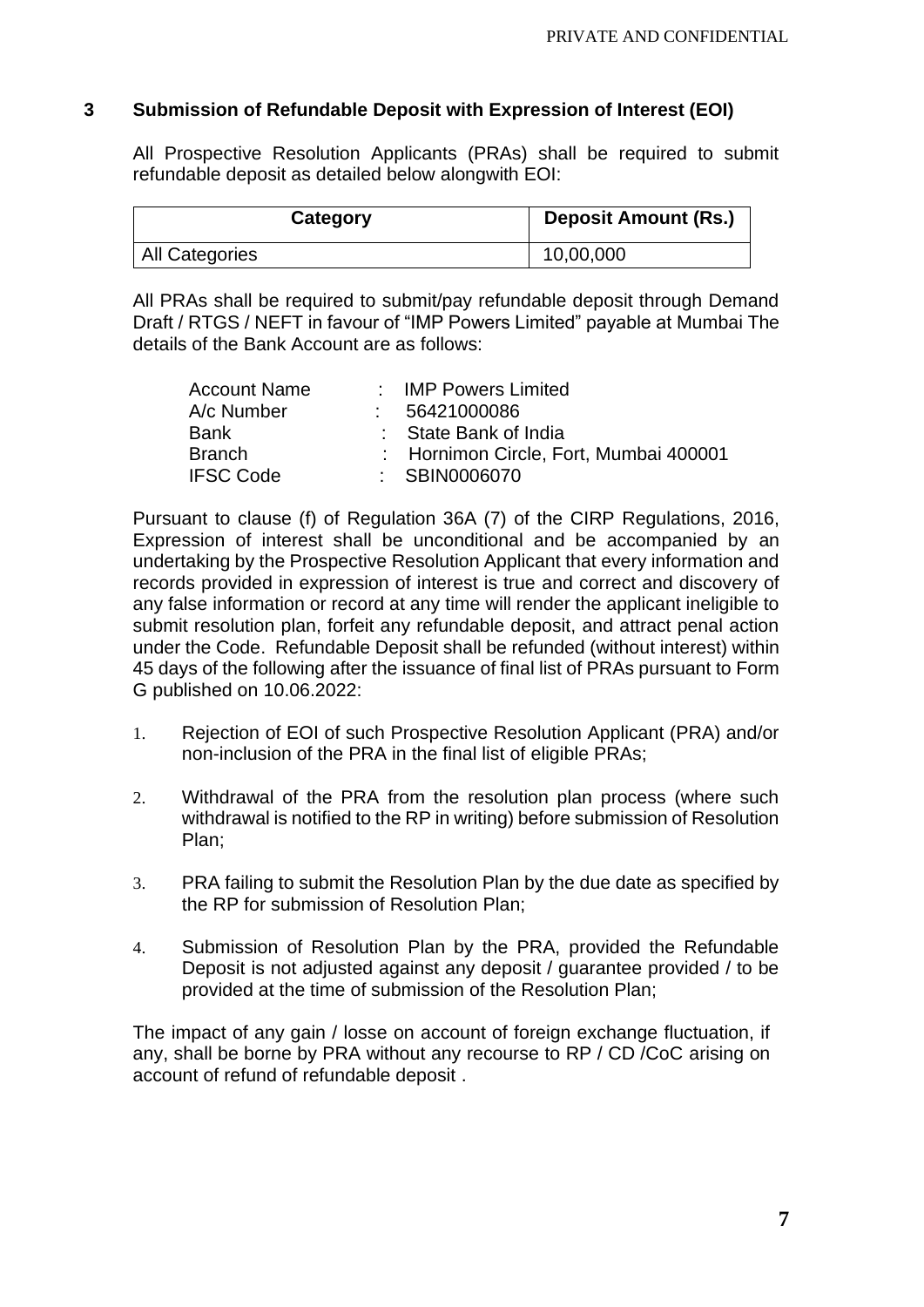## 3 Submission of Refundable Deposit with Expression of Interest (EOI)

All Prospective Resolution Applicants (PRAs) shall be required to submit refundable deposit as detailed below alongwith EOI:

| Category | Deposit Amount (Rs.) |
| --- | --- |
| All Categories | 10,00,000 |

All PRAs shall be required to submit/pay refundable deposit through Demand Draft / RTGS / NEFT in favour of "IMP Powers Limited" payable at Mumbai The details of the Bank Account are as follows:

| | | |
| --- | --- | --- |
| Account Name | : | IMP Powers Limited |
| A/c Number | : | 56421000086 |
| Bank | : | State Bank of India |
| Branch | : | Hornimon Circle, Fort, Mumbai 400001 |
| IFSC Code | : | SBIN0006070 |

Pursuant to clause (f) of Regulation 36A (7) of the CIRP Regulations, 2016, Expression of interest shall be unconditional and be accompanied by an undertaking by the Prospective Resolution Applicant that every information and records provided in expression of interest is true and correct and discovery of any false information or record at any time will render the applicant ineligible to submit resolution plan, forfeit any refundable deposit, and attract penal action under the Code. Refundable Deposit shall be refunded (without interest) within 45 days of the following after the issuance of final list of PRAs pursuant to Form G published on 10.06.2022:

1. Rejection of EOI of such Prospective Resolution Applicant (PRA) and/or non-inclusion of the PRA in the final list of eligible PRAs;
2. Withdrawal of the PRA from the resolution plan process (where such withdrawal is notified to the RP in writing) before submission of Resolution Plan;
3. PRA failing to submit the Resolution Plan by the due date as specified by the RP for submission of Resolution Plan;
4. Submission of Resolution Plan by the PRA, provided the Refundable Deposit is not adjusted against any deposit / guarantee provided / to be provided at the time of submission of the Resolution Plan;

The impact of any gain / losse on account of foreign exchange fluctuation, if any, shall be borne by PRA without any recourse to RP / CD /CoC arising on account of refund of refundable deposit .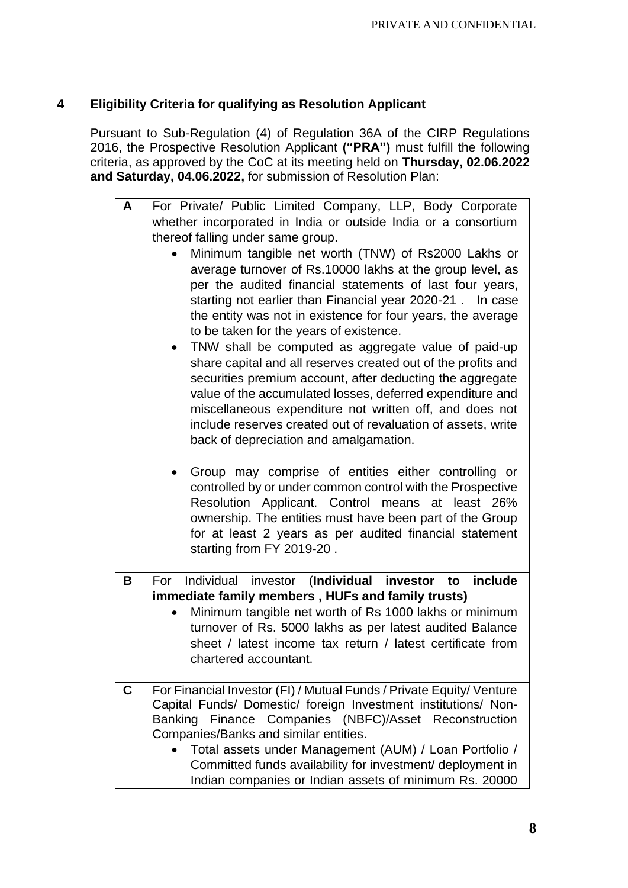## 4 Eligibility Criteria for qualifying as Resolution Applicant

Pursuant to Sub-Regulation (4) of Regulation 36A of the CIRP Regulations 2016, the Prospective Resolution Applicant **("PRA")** must fulfill the following criteria, as approved by the CoC at its meeting held on **Thursday, 02.06.2022 and Saturday, 04.06.2022,** for submission of Resolution Plan:

| | |
|---|---|
| **A** | For Private/ Public Limited Company, LLP, Body Corporate whether incorporated in India or outside India or a consortium thereof falling under same group.<br>• Minimum tangible net worth (TNW) of Rs2000 Lakhs or average turnover of Rs.10000 lakhs at the group level, as per the audited financial statements of last four years, starting not earlier than Financial year 2020-21 . In case the entity was not in existence for four years, the average to be taken for the years of existence.<br>• TNW shall be computed as aggregate value of paid-up share capital and all reserves created out of the profits and securities premium account, after deducting the aggregate value of the accumulated losses, deferred expenditure and miscellaneous expenditure not written off, and does not include reserves created out of revaluation of assets, write back of depreciation and amalgamation.<br>• Group may comprise of entities either controlling or controlled by or under common control with the Prospective Resolution Applicant. Control means at least 26% ownership. The entities must have been part of the Group for at least 2 years as per audited financial statement starting from FY 2019-20 . |
| **B** | For Individual investor (**Individual investor to include immediate family members , HUFs and family trusts)**<br>• Minimum tangible net worth of Rs 1000 lakhs or minimum turnover of Rs. 5000 lakhs as per latest audited Balance sheet / latest income tax return / latest certificate from chartered accountant. |
| **C** | For Financial Investor (FI) / Mutual Funds / Private Equity/ Venture Capital Funds/ Domestic/ foreign Investment institutions/ Non-Banking Finance Companies (NBFC)/Asset Reconstruction Companies/Banks and similar entities.<br>• Total assets under Management (AUM) / Loan Portfolio / Committed funds availability for investment/ deployment in Indian companies or Indian assets of minimum Rs. 20000 |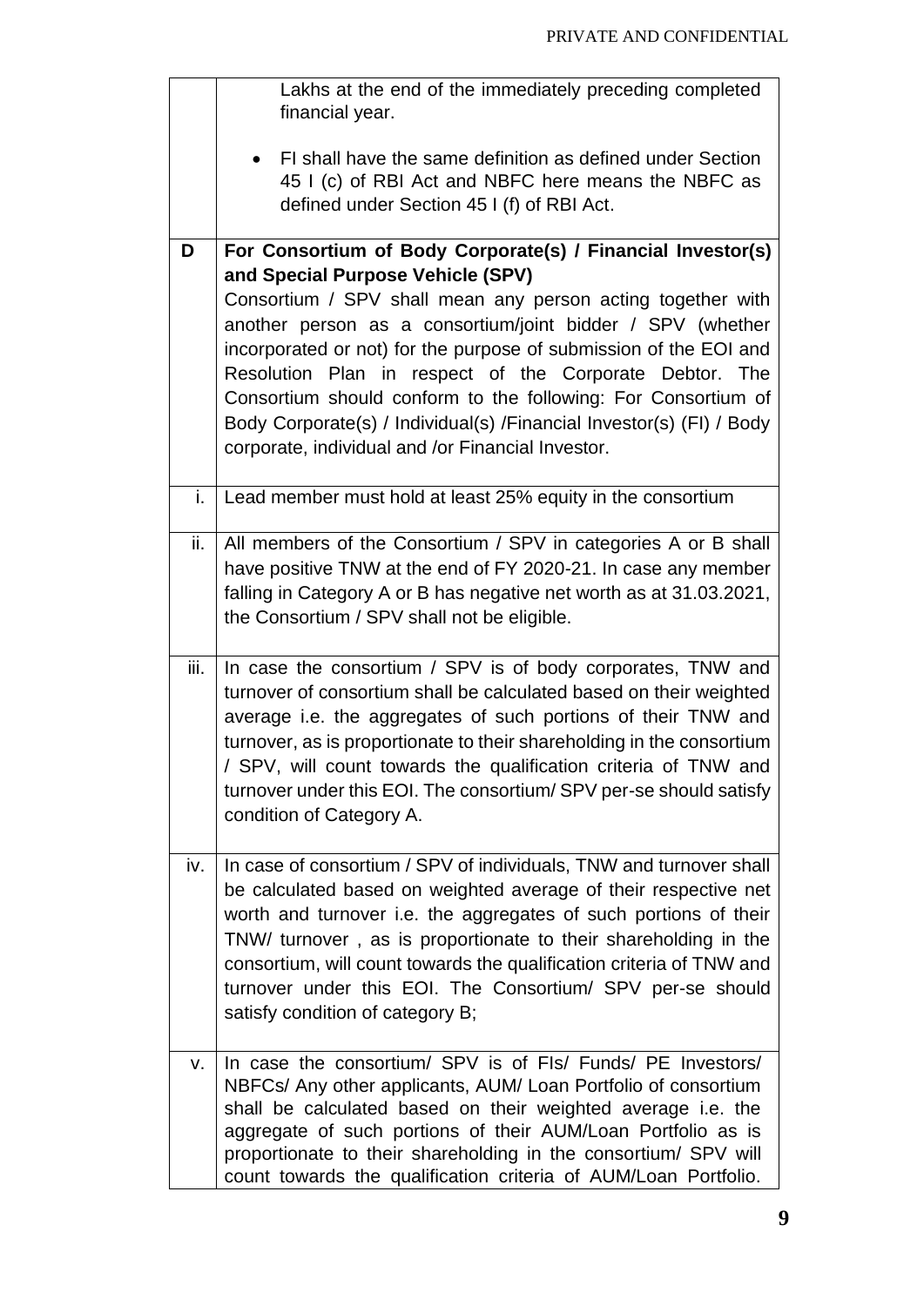|  |  |
|---|---|
|  | Lakhs at the end of the immediately preceding completed financial year.<br><br>• FI shall have the same definition as defined under Section 45 I (c) of RBI Act and NBFC here means the NBFC as defined under Section 45 I (f) of RBI Act. |
| **D** | **For Consortium of Body Corporate(s) / Financial Investor(s) and Special Purpose Vehicle (SPV)**<br>Consortium / SPV shall mean any person acting together with another person as a consortium/joint bidder / SPV (whether incorporated or not) for the purpose of submission of the EOI and Resolution Plan in respect of the Corporate Debtor. The Consortium should conform to the following: For Consortium of Body Corporate(s) / Individual(s) /Financial Investor(s) (FI) / Body corporate, individual and /or Financial Investor. |
| i. | Lead member must hold at least 25% equity in the consortium |
| ii. | All members of the Consortium / SPV in categories A or B shall have positive TNW at the end of FY 2020-21. In case any member falling in Category A or B has negative net worth as at 31.03.2021, the Consortium / SPV shall not be eligible. |
| iii. | In case the consortium / SPV is of body corporates, TNW and turnover of consortium shall be calculated based on their weighted average i.e. the aggregates of such portions of their TNW and turnover, as is proportionate to their shareholding in the consortium / SPV, will count towards the qualification criteria of TNW and turnover under this EOI. The consortium/ SPV per-se should satisfy condition of Category A. |
| iv. | In case of consortium / SPV of individuals, TNW and turnover shall be calculated based on weighted average of their respective net worth and turnover i.e. the aggregates of such portions of their TNW/ turnover , as is proportionate to their shareholding in the consortium, will count towards the qualification criteria of TNW and turnover under this EOI. The Consortium/ SPV per-se should satisfy condition of category B; |
| v. | In case the consortium/ SPV is of FIs/ Funds/ PE Investors/ NBFCs/ Any other applicants, AUM/ Loan Portfolio of consortium shall be calculated based on their weighted average i.e. the aggregate of such portions of their AUM/Loan Portfolio as is proportionate to their shareholding in the consortium/ SPV will count towards the qualification criteria of AUM/Loan Portfolio. |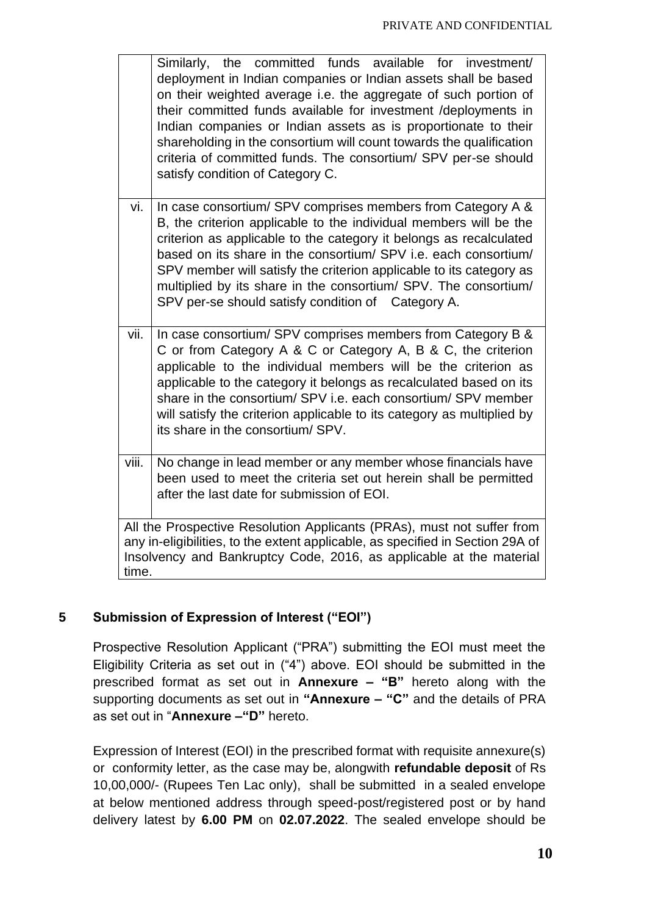| | |
|---|---|
| | Similarly, the committed funds available for investment/ deployment in Indian companies or Indian assets shall be based on their weighted average i.e. the aggregate of such portion of their committed funds available for investment /deployments in Indian companies or Indian assets as is proportionate to their shareholding in the consortium will count towards the qualification criteria of committed funds. The consortium/ SPV per-se should satisfy condition of Category C. |
| vi. | In case consortium/ SPV comprises members from Category A & B, the criterion applicable to the individual members will be the criterion as applicable to the category it belongs as recalculated based on its share in the consortium/ SPV i.e. each consortium/ SPV member will satisfy the criterion applicable to its category as multiplied by its share in the consortium/ SPV. The consortium/ SPV per-se should satisfy condition of Category A. |
| vii. | In case consortium/ SPV comprises members from Category B & C or from Category A & C or Category A, B & C, the criterion applicable to the individual members will be the criterion as applicable to the category it belongs as recalculated based on its share in the consortium/ SPV i.e. each consortium/ SPV member will satisfy the criterion applicable to its category as multiplied by its share in the consortium/ SPV. |
| viii. | No change in lead member or any member whose financials have been used to meet the criteria set out herein shall be permitted after the last date for submission of EOI. |
| All the Prospective Resolution Applicants (PRAs), must not suffer from any in-eligibilities, to the extent applicable, as specified in Section 29A of Insolvency and Bankruptcy Code, 2016, as applicable at the material time. | |

## 5 Submission of Expression of Interest ("EOI")

Prospective Resolution Applicant ("PRA") submitting the EOI must meet the Eligibility Criteria as set out in ("4") above. EOI should be submitted in the prescribed format as set out in **Annexure – "B"** hereto along with the supporting documents as set out in **"Annexure – "C"** and the details of PRA as set out in "**Annexure –"D"** hereto.

Expression of Interest (EOI) in the prescribed format with requisite annexure(s) or conformity letter, as the case may be, alongwith **refundable deposit** of Rs 10,00,000/- (Rupees Ten Lac only), shall be submitted in a sealed envelope at below mentioned address through speed-post/registered post or by hand delivery latest by **6.00 PM** on **02.07.2022**. The sealed envelope should be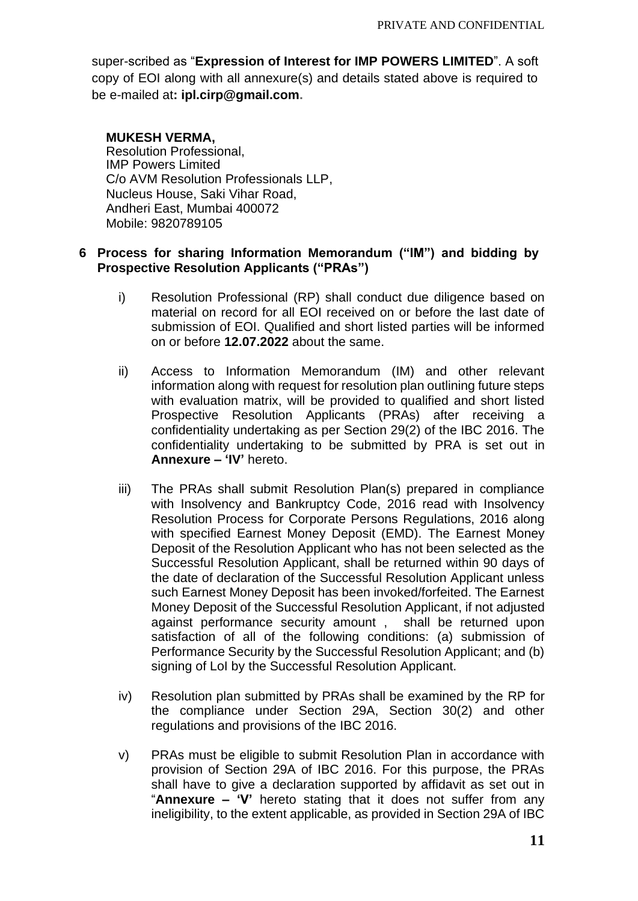super-scribed as "**Expression of Interest for IMP POWERS LIMITED**". A soft copy of EOI along with all annexure(s) and details stated above is required to be e-mailed at**: ipl.cirp@gmail.com.**

**MUKESH VERMA,**
Resolution Professional,
IMP Powers Limited
C/o AVM Resolution Professionals LLP,
Nucleus House, Saki Vihar Road,
Andheri East, Mumbai 400072
Mobile: 9820789105

## 6 Process for sharing Information Memorandum ("IM") and bidding by Prospective Resolution Applicants ("PRAs")

i) Resolution Professional (RP) shall conduct due diligence based on material on record for all EOI received on or before the last date of submission of EOI. Qualified and short listed parties will be informed on or before **12.07.2022** about the same.

ii) Access to Information Memorandum (IM) and other relevant information along with request for resolution plan outlining future steps with evaluation matrix, will be provided to qualified and short listed Prospective Resolution Applicants (PRAs) after receiving a confidentiality undertaking as per Section 29(2) of the IBC 2016. The confidentiality undertaking to be submitted by PRA is set out in **Annexure – 'IV'** hereto.

iii) The PRAs shall submit Resolution Plan(s) prepared in compliance with Insolvency and Bankruptcy Code, 2016 read with Insolvency Resolution Process for Corporate Persons Regulations, 2016 along with specified Earnest Money Deposit (EMD). The Earnest Money Deposit of the Resolution Applicant who has not been selected as the Successful Resolution Applicant, shall be returned within 90 days of the date of declaration of the Successful Resolution Applicant unless such Earnest Money Deposit has been invoked/forfeited. The Earnest Money Deposit of the Successful Resolution Applicant, if not adjusted against performance security amount , shall be returned upon satisfaction of all of the following conditions: (a) submission of Performance Security by the Successful Resolution Applicant; and (b) signing of LoI by the Successful Resolution Applicant.

iv) Resolution plan submitted by PRAs shall be examined by the RP for the compliance under Section 29A, Section 30(2) and other regulations and provisions of the IBC 2016.

v) PRAs must be eligible to submit Resolution Plan in accordance with provision of Section 29A of IBC 2016. For this purpose, the PRAs shall have to give a declaration supported by affidavit as set out in "**Annexure – 'V'** hereto stating that it does not suffer from any ineligibility, to the extent applicable, as provided in Section 29A of IBC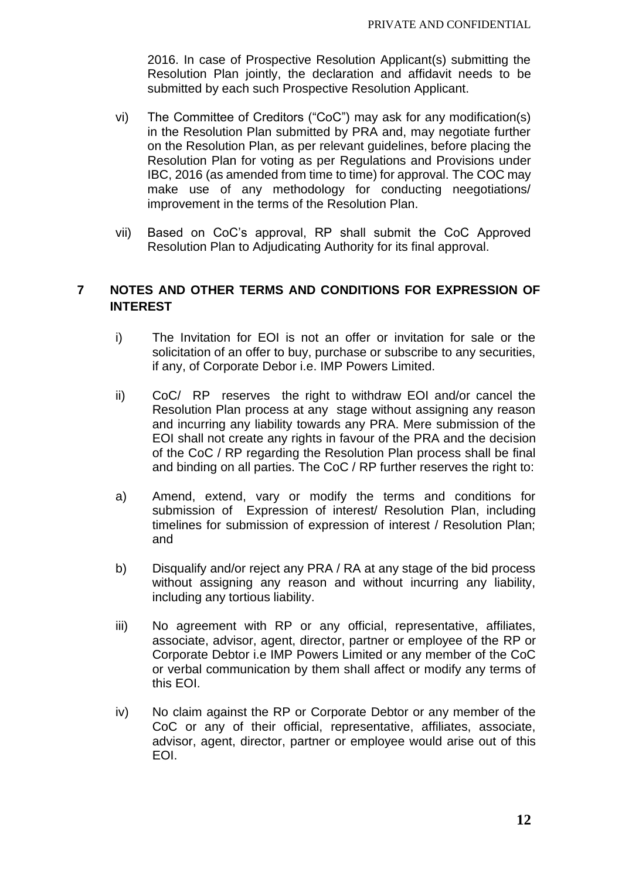2016. In case of Prospective Resolution Applicant(s) submitting the Resolution Plan jointly, the declaration and affidavit needs to be submitted by each such Prospective Resolution Applicant.

vi) The Committee of Creditors ("CoC") may ask for any modification(s) in the Resolution Plan submitted by PRA and, may negotiate further on the Resolution Plan, as per relevant guidelines, before placing the Resolution Plan for voting as per Regulations and Provisions under IBC, 2016 (as amended from time to time) for approval. The COC may make use of any methodology for conducting neegotiations/ improvement in the terms of the Resolution Plan.

vii) Based on CoC's approval, RP shall submit the CoC Approved Resolution Plan to Adjudicating Authority for its final approval.

## 7 NOTES AND OTHER TERMS AND CONDITIONS FOR EXPRESSION OF INTEREST

i) The Invitation for EOI is not an offer or invitation for sale or the solicitation of an offer to buy, purchase or subscribe to any securities, if any, of Corporate Debor i.e. IMP Powers Limited.

ii) CoC/ RP reserves the right to withdraw EOI and/or cancel the Resolution Plan process at any stage without assigning any reason and incurring any liability towards any PRA. Mere submission of the EOI shall not create any rights in favour of the PRA and the decision of the CoC / RP regarding the Resolution Plan process shall be final and binding on all parties. The CoC / RP further reserves the right to:

a) Amend, extend, vary or modify the terms and conditions for submission of Expression of interest/ Resolution Plan, including timelines for submission of expression of interest / Resolution Plan; and

b) Disqualify and/or reject any PRA / RA at any stage of the bid process without assigning any reason and without incurring any liability, including any tortious liability.

iii) No agreement with RP or any official, representative, affiliates, associate, advisor, agent, director, partner or employee of the RP or Corporate Debtor i.e IMP Powers Limited or any member of the CoC or verbal communication by them shall affect or modify any terms of this EOI.

iv) No claim against the RP or Corporate Debtor or any member of the CoC or any of their official, representative, affiliates, associate, advisor, agent, director, partner or employee would arise out of this EOI.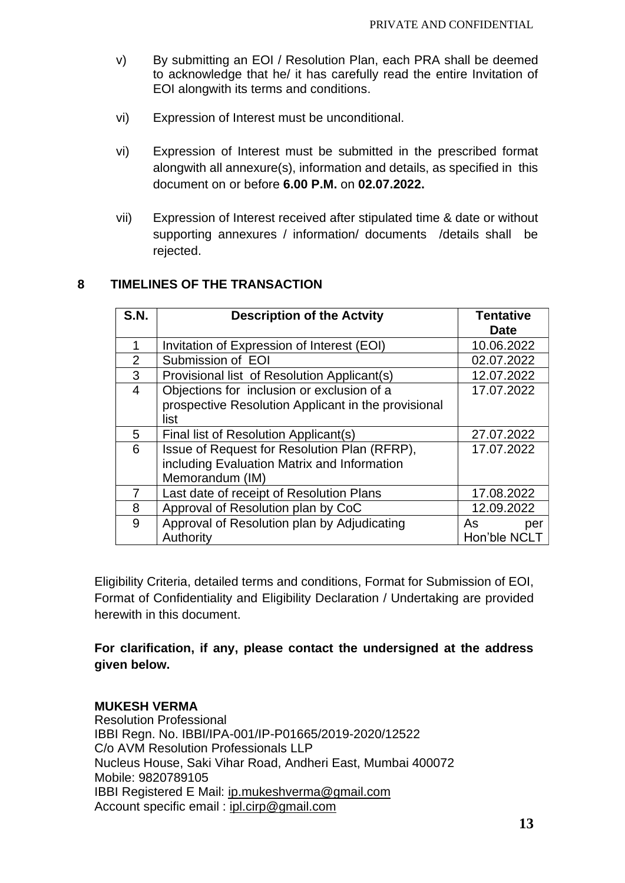v) By submitting an EOI / Resolution Plan, each PRA shall be deemed to acknowledge that he/ it has carefully read the entire Invitation of EOI alongwith its terms and conditions.

vi) Expression of Interest must be unconditional.

vi) Expression of Interest must be submitted in the prescribed format alongwith all annexure(s), information and details, as specified in this document on or before **6.00 P.M.** on **02.07.2022.**

vii) Expression of Interest received after stipulated time & date or without supporting annexures / information/ documents /details shall be rejected.

## 8 TIMELINES OF THE TRANSACTION

| S.N. | Description of the Actvity | Tentative Date |
|---|---|---|
| 1 | Invitation of Expression of Interest (EOI) | 10.06.2022 |
| 2 | Submission of EOI | 02.07.2022 |
| 3 | Provisional list of Resolution Applicant(s) | 12.07.2022 |
| 4 | Objections for inclusion or exclusion of a prospective Resolution Applicant in the provisional list | 17.07.2022 |
| 5 | Final list of Resolution Applicant(s) | 27.07.2022 |
| 6 | Issue of Request for Resolution Plan (RFRP), including Evaluation Matrix and Information Memorandum (IM) | 17.07.2022 |
| 7 | Last date of receipt of Resolution Plans | 17.08.2022 |
| 8 | Approval of Resolution plan by CoC | 12.09.2022 |
| 9 | Approval of Resolution plan by Adjudicating Authority | As per Hon'ble NCLT |

Eligibility Criteria, detailed terms and conditions, Format for Submission of EOI, Format of Confidentiality and Eligibility Declaration / Undertaking are provided herewith in this document.

**For clarification, if any, please contact the undersigned at the address given below.**

**MUKESH VERMA**
Resolution Professional
IBBI Regn. No. IBBI/IPA-001/IP-P01665/2019-2020/12522
C/o AVM Resolution Professionals LLP
Nucleus House, Saki Vihar Road, Andheri East, Mumbai 400072
Mobile: 9820789105
IBBI Registered E Mail: ip.mukeshverma@gmail.com
Account specific email : ipl.cirp@gmail.com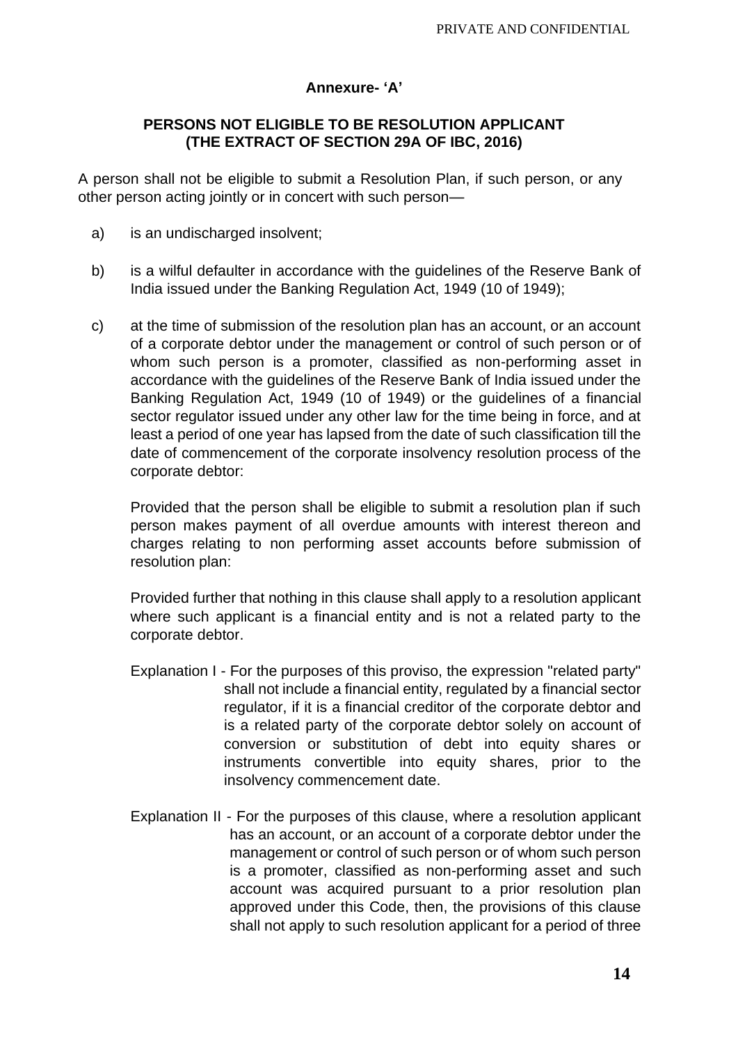**Annexure- 'A'**

**PERSONS NOT ELIGIBLE TO BE RESOLUTION APPLICANT (THE EXTRACT OF SECTION 29A OF IBC, 2016)**

A person shall not be eligible to submit a Resolution Plan, if such person, or any other person acting jointly or in concert with such person—

a) is an undischarged insolvent;

b) is a wilful defaulter in accordance with the guidelines of the Reserve Bank of India issued under the Banking Regulation Act, 1949 (10 of 1949);

c) at the time of submission of the resolution plan has an account, or an account of a corporate debtor under the management or control of such person or of whom such person is a promoter, classified as non-performing asset in accordance with the guidelines of the Reserve Bank of India issued under the Banking Regulation Act, 1949 (10 of 1949) or the guidelines of a financial sector regulator issued under any other law for the time being in force, and at least a period of one year has lapsed from the date of such classification till the date of commencement of the corporate insolvency resolution process of the corporate debtor:

   Provided that the person shall be eligible to submit a resolution plan if such person makes payment of all overdue amounts with interest thereon and charges relating to non performing asset accounts before submission of resolution plan:

   Provided further that nothing in this clause shall apply to a resolution applicant where such applicant is a financial entity and is not a related party to the corporate debtor.

   Explanation I - For the purposes of this proviso, the expression "related party" shall not include a financial entity, regulated by a financial sector regulator, if it is a financial creditor of the corporate debtor and is a related party of the corporate debtor solely on account of conversion or substitution of debt into equity shares or instruments convertible into equity shares, prior to the insolvency commencement date.

   Explanation II - For the purposes of this clause, where a resolution applicant has an account, or an account of a corporate debtor under the management or control of such person or of whom such person is a promoter, classified as non-performing asset and such account was acquired pursuant to a prior resolution plan approved under this Code, then, the provisions of this clause shall not apply to such resolution applicant for a period of three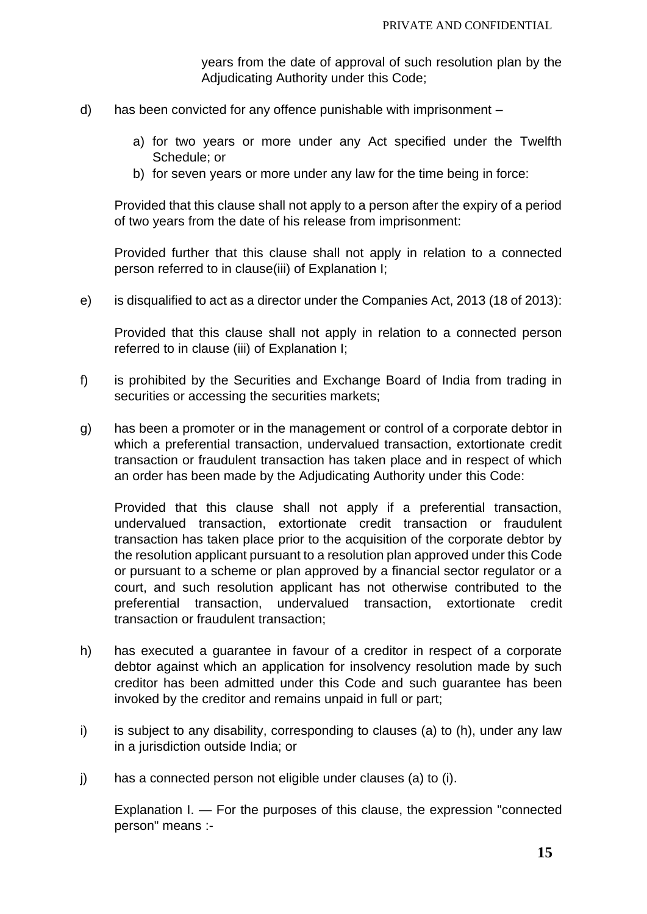years from the date of approval of such resolution plan by the Adjudicating Authority under this Code;

d) has been convicted for any offence punishable with imprisonment –

   a) for two years or more under any Act specified under the Twelfth Schedule; or
   b) for seven years or more under any law for the time being in force:

   Provided that this clause shall not apply to a person after the expiry of a period of two years from the date of his release from imprisonment:

   Provided further that this clause shall not apply in relation to a connected person referred to in clause(iii) of Explanation I;

e) is disqualified to act as a director under the Companies Act, 2013 (18 of 2013):

   Provided that this clause shall not apply in relation to a connected person referred to in clause (iii) of Explanation I;

f) is prohibited by the Securities and Exchange Board of India from trading in securities or accessing the securities markets;

g) has been a promoter or in the management or control of a corporate debtor in which a preferential transaction, undervalued transaction, extortionate credit transaction or fraudulent transaction has taken place and in respect of which an order has been made by the Adjudicating Authority under this Code:

   Provided that this clause shall not apply if a preferential transaction, undervalued transaction, extortionate credit transaction or fraudulent transaction has taken place prior to the acquisition of the corporate debtor by the resolution applicant pursuant to a resolution plan approved under this Code or pursuant to a scheme or plan approved by a financial sector regulator or a court, and such resolution applicant has not otherwise contributed to the preferential transaction, undervalued transaction, extortionate credit transaction or fraudulent transaction;

h) has executed a guarantee in favour of a creditor in respect of a corporate debtor against which an application for insolvency resolution made by such creditor has been admitted under this Code and such guarantee has been invoked by the creditor and remains unpaid in full or part;

i) is subject to any disability, corresponding to clauses (a) to (h), under any law in a jurisdiction outside India; or

j) has a connected person not eligible under clauses (a) to (i).

   Explanation I. — For the purposes of this clause, the expression "connected person" means :-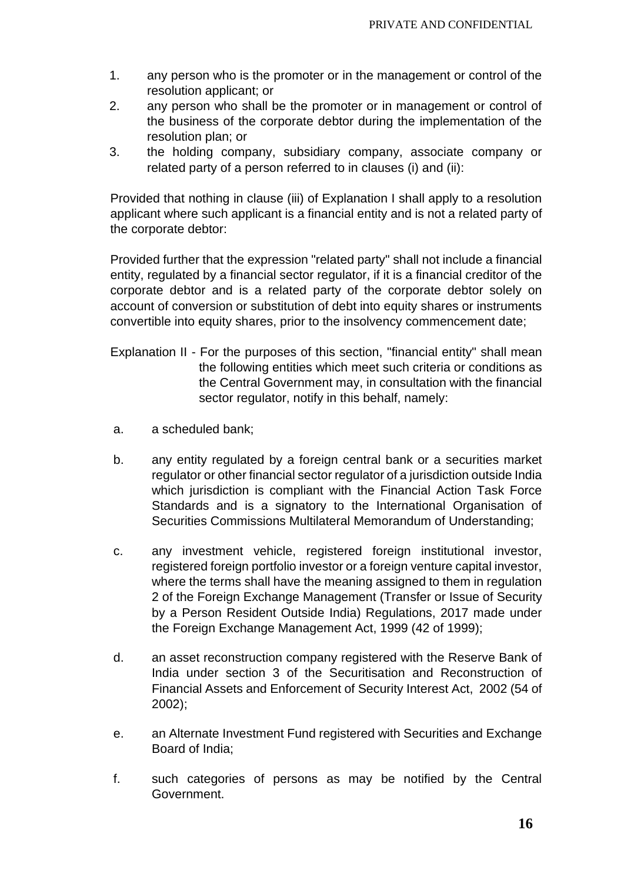1. any person who is the promoter or in the management or control of the resolution applicant; or
2. any person who shall be the promoter or in management or control of the business of the corporate debtor during the implementation of the resolution plan; or
3. the holding company, subsidiary company, associate company or related party of a person referred to in clauses (i) and (ii):

Provided that nothing in clause (iii) of Explanation I shall apply to a resolution applicant where such applicant is a financial entity and is not a related party of the corporate debtor:

Provided further that the expression "related party" shall not include a financial entity, regulated by a financial sector regulator, if it is a financial creditor of the corporate debtor and is a related party of the corporate debtor solely on account of conversion or substitution of debt into equity shares or instruments convertible into equity shares, prior to the insolvency commencement date;

Explanation II - For the purposes of this section, "financial entity" shall mean the following entities which meet such criteria or conditions as the Central Government may, in consultation with the financial sector regulator, notify in this behalf, namely:

a. a scheduled bank;

b. any entity regulated by a foreign central bank or a securities market regulator or other financial sector regulator of a jurisdiction outside India which jurisdiction is compliant with the Financial Action Task Force Standards and is a signatory to the International Organisation of Securities Commissions Multilateral Memorandum of Understanding;

c. any investment vehicle, registered foreign institutional investor, registered foreign portfolio investor or a foreign venture capital investor, where the terms shall have the meaning assigned to them in regulation 2 of the Foreign Exchange Management (Transfer or Issue of Security by a Person Resident Outside India) Regulations, 2017 made under the Foreign Exchange Management Act, 1999 (42 of 1999);

d. an asset reconstruction company registered with the Reserve Bank of India under section 3 of the Securitisation and Reconstruction of Financial Assets and Enforcement of Security Interest Act, 2002 (54 of 2002);

e. an Alternate Investment Fund registered with Securities and Exchange Board of India;

f. such categories of persons as may be notified by the Central Government.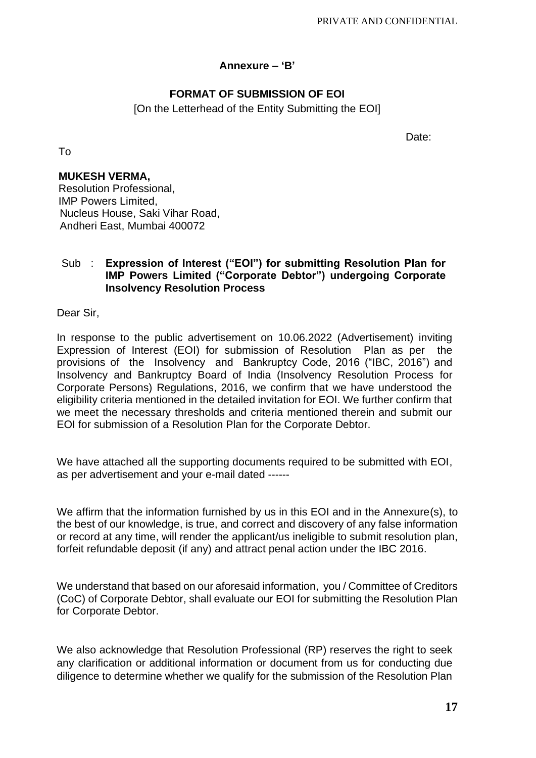**Annexure – 'B'**

**FORMAT OF SUBMISSION OF EOI**

[On the Letterhead of the Entity Submitting the EOI]

Date:

To

**MUKESH VERMA,**
Resolution Professional,
IMP Powers Limited,
Nucleus House, Saki Vihar Road,
Andheri East, Mumbai 400072

Sub : **Expression of Interest ("EOI") for submitting Resolution Plan for IMP Powers Limited ("Corporate Debtor") undergoing Corporate Insolvency Resolution Process**

Dear Sir,

In response to the public advertisement on 10.06.2022 (Advertisement) inviting Expression of Interest (EOI) for submission of Resolution Plan as per the provisions of the Insolvency and Bankruptcy Code, 2016 ("IBC, 2016") and Insolvency and Bankruptcy Board of India (Insolvency Resolution Process for Corporate Persons) Regulations, 2016, we confirm that we have understood the eligibility criteria mentioned in the detailed invitation for EOI. We further confirm that we meet the necessary thresholds and criteria mentioned therein and submit our EOI for submission of a Resolution Plan for the Corporate Debtor.

We have attached all the supporting documents required to be submitted with EOI, as per advertisement and your e-mail dated ------

We affirm that the information furnished by us in this EOI and in the Annexure(s), to the best of our knowledge, is true, and correct and discovery of any false information or record at any time, will render the applicant/us ineligible to submit resolution plan, forfeit refundable deposit (if any) and attract penal action under the IBC 2016.

We understand that based on our aforesaid information, you / Committee of Creditors (CoC) of Corporate Debtor, shall evaluate our EOI for submitting the Resolution Plan for Corporate Debtor.

We also acknowledge that Resolution Professional (RP) reserves the right to seek any clarification or additional information or document from us for conducting due diligence to determine whether we qualify for the submission of the Resolution Plan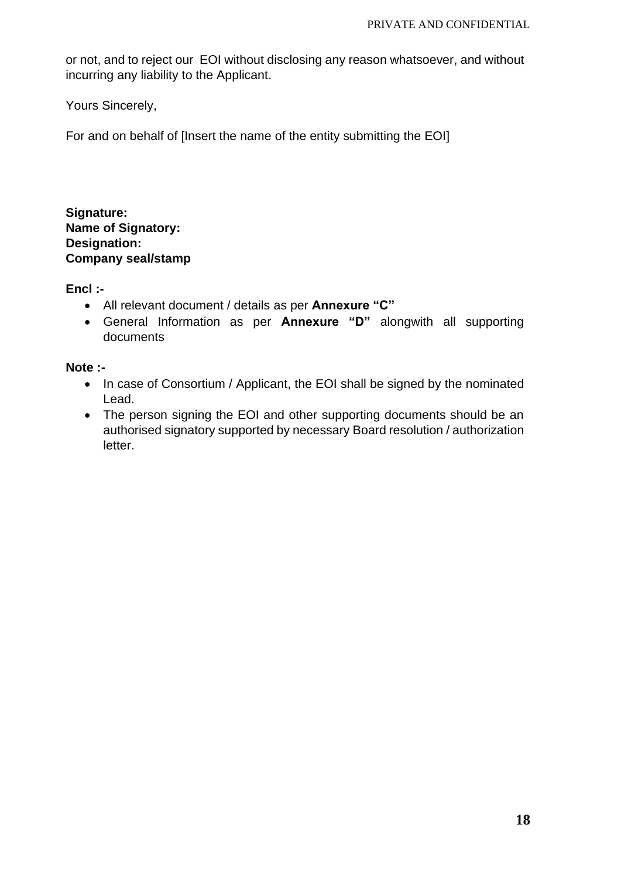or not, and to reject our EOI without disclosing any reason whatsoever, and without incurring any liability to the Applicant.

Yours Sincerely,

For and on behalf of [Insert the name of the entity submitting the EOI]

**Signature:**
**Name of Signatory:**
**Designation:**
**Company seal/stamp**

**Encl :-**

- All relevant document / details as per **Annexure "C"**
- General Information as per **Annexure "D"** alongwith all supporting documents

**Note :-**

- In case of Consortium / Applicant, the EOI shall be signed by the nominated Lead.
- The person signing the EOI and other supporting documents should be an authorised signatory supported by necessary Board resolution / authorization letter.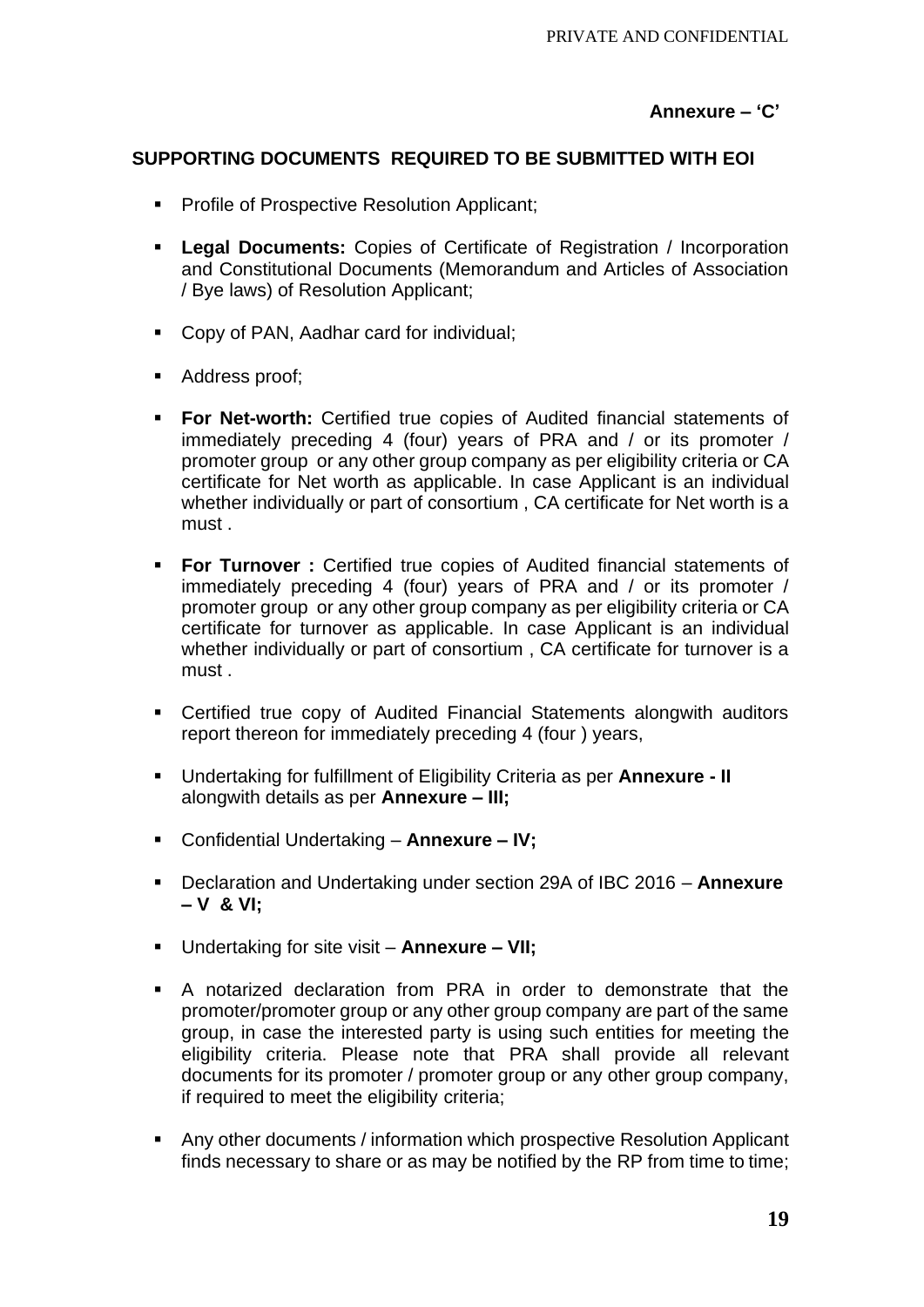**Annexure – 'C'**

## SUPPORTING DOCUMENTS REQUIRED TO BE SUBMITTED WITH EOI

- Profile of Prospective Resolution Applicant;
- **Legal Documents:** Copies of Certificate of Registration / Incorporation and Constitutional Documents (Memorandum and Articles of Association / Bye laws) of Resolution Applicant;
- Copy of PAN, Aadhar card for individual;
- Address proof;
- **For Net-worth:** Certified true copies of Audited financial statements of immediately preceding 4 (four) years of PRA and / or its promoter / promoter group or any other group company as per eligibility criteria or CA certificate for Net worth as applicable. In case Applicant is an individual whether individually or part of consortium , CA certificate for Net worth is a must .
- **For Turnover :** Certified true copies of Audited financial statements of immediately preceding 4 (four) years of PRA and / or its promoter / promoter group or any other group company as per eligibility criteria or CA certificate for turnover as applicable. In case Applicant is an individual whether individually or part of consortium , CA certificate for turnover is a must .
- Certified true copy of Audited Financial Statements alongwith auditors report thereon for immediately preceding 4 (four ) years,
- Undertaking for fulfillment of Eligibility Criteria as per **Annexure - II** alongwith details as per **Annexure – III;**
- Confidential Undertaking – **Annexure – IV;**
- Declaration and Undertaking under section 29A of IBC 2016 – **Annexure – V & VI;**
- Undertaking for site visit – **Annexure – VII;**
- A notarized declaration from PRA in order to demonstrate that the promoter/promoter group or any other group company are part of the same group, in case the interested party is using such entities for meeting the eligibility criteria. Please note that PRA shall provide all relevant documents for its promoter / promoter group or any other group company, if required to meet the eligibility criteria;
- Any other documents / information which prospective Resolution Applicant finds necessary to share or as may be notified by the RP from time to time;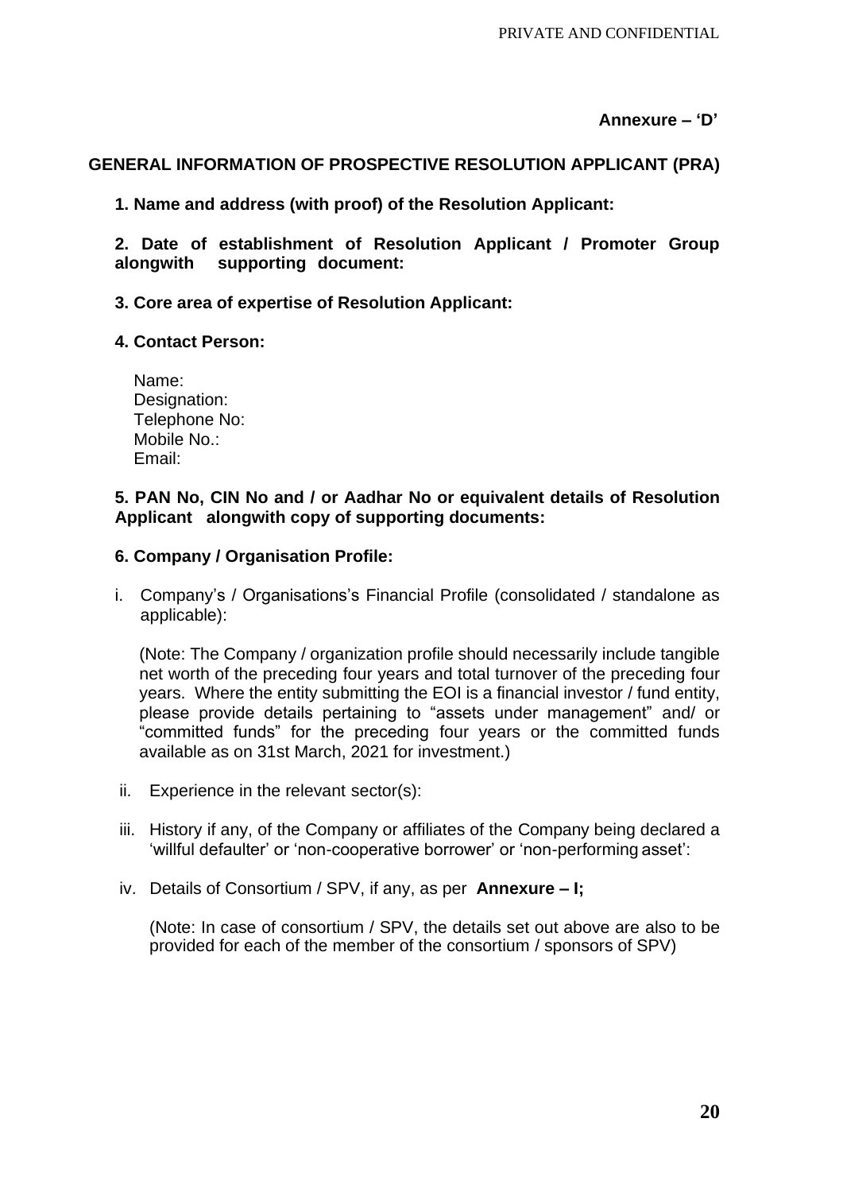**Annexure – 'D'**

## GENERAL INFORMATION OF PROSPECTIVE RESOLUTION APPLICANT (PRA)

**1. Name and address (with proof) of the Resolution Applicant:**

**2. Date of establishment of Resolution Applicant / Promoter Group alongwith supporting document:**

**3. Core area of expertise of Resolution Applicant:**

**4. Contact Person:**

Name:
Designation:
Telephone No:
Mobile No.:
Email:

**5. PAN No, CIN No and / or Aadhar No or equivalent details of Resolution Applicant alongwith copy of supporting documents:**

**6. Company / Organisation Profile:**

i. Company's / Organisations's Financial Profile (consolidated / standalone as applicable):

   (Note: The Company / organization profile should necessarily include tangible net worth of the preceding four years and total turnover of the preceding four years. Where the entity submitting the EOI is a financial investor / fund entity, please provide details pertaining to "assets under management" and/ or "committed funds" for the preceding four years or the committed funds available as on 31st March, 2021 for investment.)

ii. Experience in the relevant sector(s):

iii. History if any, of the Company or affiliates of the Company being declared a 'willful defaulter' or 'non-cooperative borrower' or 'non-performing asset':

iv. Details of Consortium / SPV, if any, as per **Annexure – I;**

   (Note: In case of consortium / SPV, the details set out above are also to be provided for each of the member of the consortium / sponsors of SPV)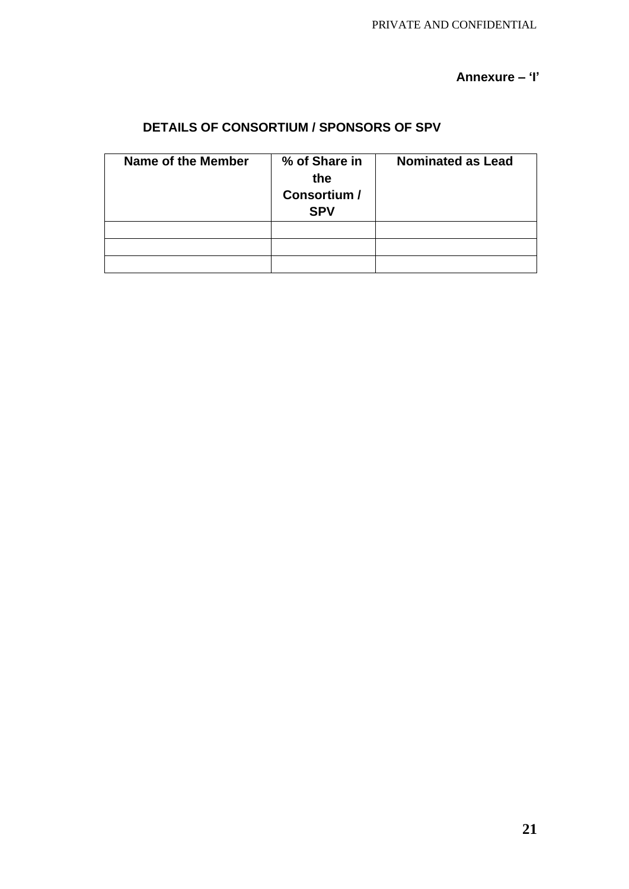**Annexure – 'I'**

## DETAILS OF CONSORTIUM / SPONSORS OF SPV

| Name of the Member | % of Share in the Consortium / SPV | Nominated as Lead |
|---|---|---|
| | | |
| | | |
| | | |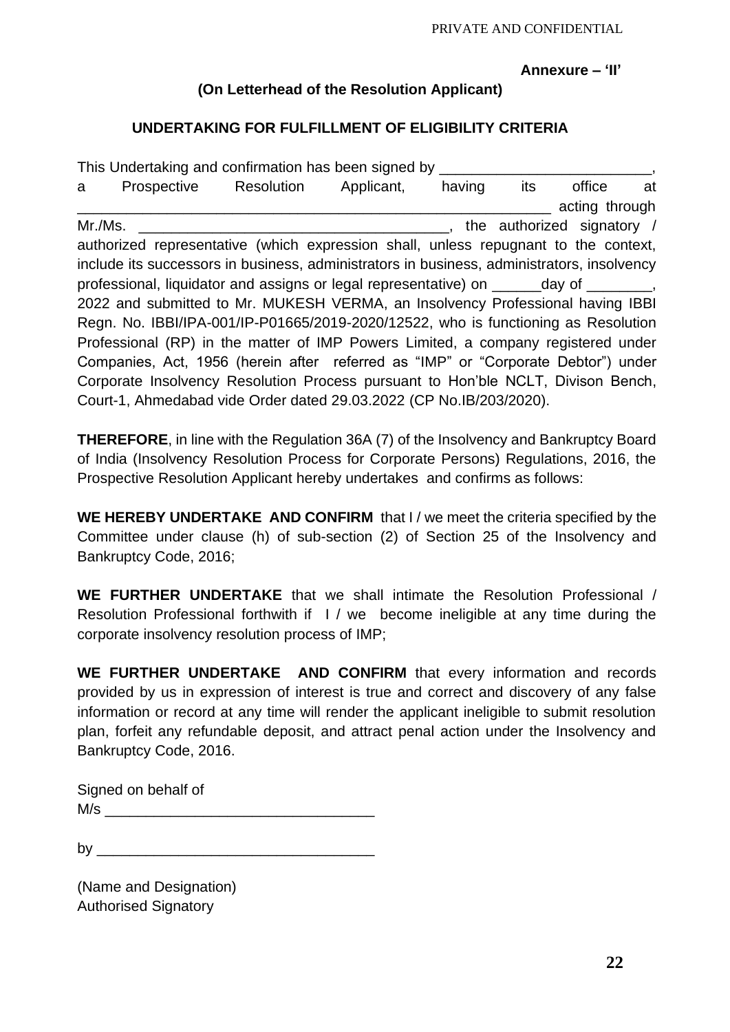**Annexure – 'II'**

**(On Letterhead of the Resolution Applicant)**

**UNDERTAKING FOR FULFILLMENT OF ELIGIBILITY CRITERIA**

This Undertaking and confirmation has been signed by __________________________, a Prospective Resolution Applicant, having its office at ____________________________________________________________ acting through Mr./Ms. ______________________________________, the authorized signatory / authorized representative (which expression shall, unless repugnant to the context, include its successors in business, administrators in business, administrators, insolvency professional, liquidator and assigns or legal representative) on ______day of ________, 2022 and submitted to Mr. MUKESH VERMA, an Insolvency Professional having IBBI Regn. No. IBBI/IPA-001/IP-P01665/2019-2020/12522, who is functioning as Resolution Professional (RP) in the matter of IMP Powers Limited, a company registered under Companies, Act, 1956 (herein after referred as "IMP" or "Corporate Debtor") under Corporate Insolvency Resolution Process pursuant to Hon'ble NCLT, Divison Bench, Court-1, Ahmedabad vide Order dated 29.03.2022 (CP No.IB/203/2020).

**THEREFORE**, in line with the Regulation 36A (7) of the Insolvency and Bankruptcy Board of India (Insolvency Resolution Process for Corporate Persons) Regulations, 2016, the Prospective Resolution Applicant hereby undertakes and confirms as follows:

**WE HEREBY UNDERTAKE AND CONFIRM** that I / we meet the criteria specified by the Committee under clause (h) of sub-section (2) of Section 25 of the Insolvency and Bankruptcy Code, 2016;

**WE FURTHER UNDERTAKE** that we shall intimate the Resolution Professional / Resolution Professional forthwith if I / we become ineligible at any time during the corporate insolvency resolution process of IMP;

**WE FURTHER UNDERTAKE AND CONFIRM** that every information and records provided by us in expression of interest is true and correct and discovery of any false information or record at any time will render the applicant ineligible to submit resolution plan, forfeit any refundable deposit, and attract penal action under the Insolvency and Bankruptcy Code, 2016.

Signed on behalf of
M/s _________________________________

by __________________________________

(Name and Designation)
Authorised Signatory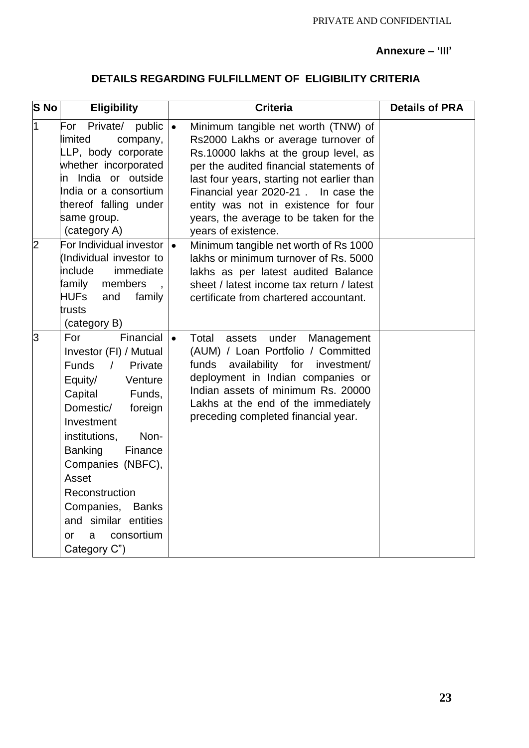PRIVATE AND CONFIDENTIAL

**Annexure – 'III'**

## DETAILS REGARDING FULFILLMENT OF ELIGIBILITY CRITERIA

| S No | Eligibility | Criteria | Details of PRA |
|---|---|---|---|
| 1 | For Private/ public limited company, LLP, body corporate whether incorporated in India or outside India or a consortium thereof falling under same group. (category A) | • Minimum tangible net worth (TNW) of Rs2000 Lakhs or average turnover of Rs.10000 lakhs at the group level, as per the audited financial statements of last four years, starting not earlier than Financial year 2020-21 . In case the entity was not in existence for four years, the average to be taken for the years of existence. | |
| 2 | For Individual investor (Individual investor to include immediate family members , HUFs and family trusts (category B) | • Minimum tangible net worth of Rs 1000 lakhs or minimum turnover of Rs. 5000 lakhs as per latest audited Balance sheet / latest income tax return / latest certificate from chartered accountant. | |
| 3 | For Financial Investor (FI) / Mutual Funds / Private Equity/ Venture Capital Funds, Domestic/ foreign Investment institutions, Non-Banking Finance Companies (NBFC), Asset Reconstruction Companies, Banks and similar entities or a consortium Category C") | • Total assets under Management (AUM) / Loan Portfolio / Committed funds availability for investment/ deployment in Indian companies or Indian assets of minimum Rs. 20000 Lakhs at the end of the immediately preceding completed financial year. | |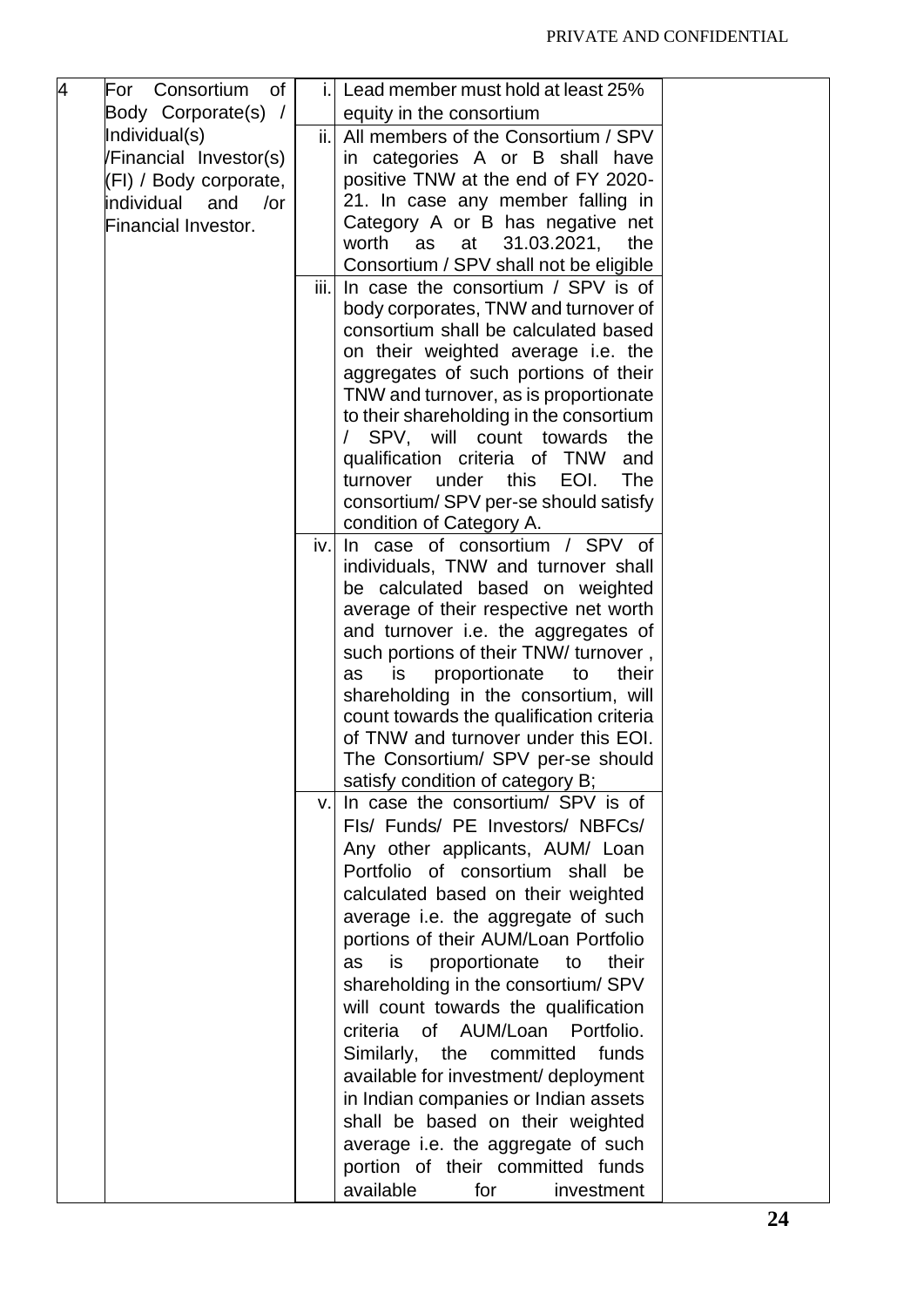| | | | | |
|---|---|---|---|---|
| 4 | For Consortium of Body Corporate(s) / Individual(s) /Financial Investor(s) (FI) / Body corporate, individual and /or Financial Investor. | i. | Lead member must hold at least 25% equity in the consortium | |
| | | ii. | All members of the Consortium / SPV in categories A or B shall have positive TNW at the end of FY 2020-21. In case any member falling in Category A or B has negative net worth as at 31.03.2021, the Consortium / SPV shall not be eligible | |
| | | iii. | In case the consortium / SPV is of body corporates, TNW and turnover of consortium shall be calculated based on their weighted average i.e. the aggregates of such portions of their TNW and turnover, as is proportionate to their shareholding in the consortium / SPV, will count towards the qualification criteria of TNW and turnover under this EOI. The consortium/ SPV per-se should satisfy condition of Category A. | |
| | | iv. | In case of consortium / SPV of individuals, TNW and turnover shall be calculated based on weighted average of their respective net worth and turnover i.e. the aggregates of such portions of their TNW/ turnover , as is proportionate to their shareholding in the consortium, will count towards the qualification criteria of TNW and turnover under this EOI. The Consortium/ SPV per-se should satisfy condition of category B; | |
| | | v. | In case the consortium/ SPV is of FIs/ Funds/ PE Investors/ NBFCs/ Any other applicants, AUM/ Loan Portfolio of consortium shall be calculated based on their weighted average i.e. the aggregate of such portions of their AUM/Loan Portfolio as is proportionate to their shareholding in the consortium/ SPV will count towards the qualification criteria of AUM/Loan Portfolio. Similarly, the committed funds available for investment/ deployment in Indian companies or Indian assets shall be based on their weighted average i.e. the aggregate of such portion of their committed funds available for investment | |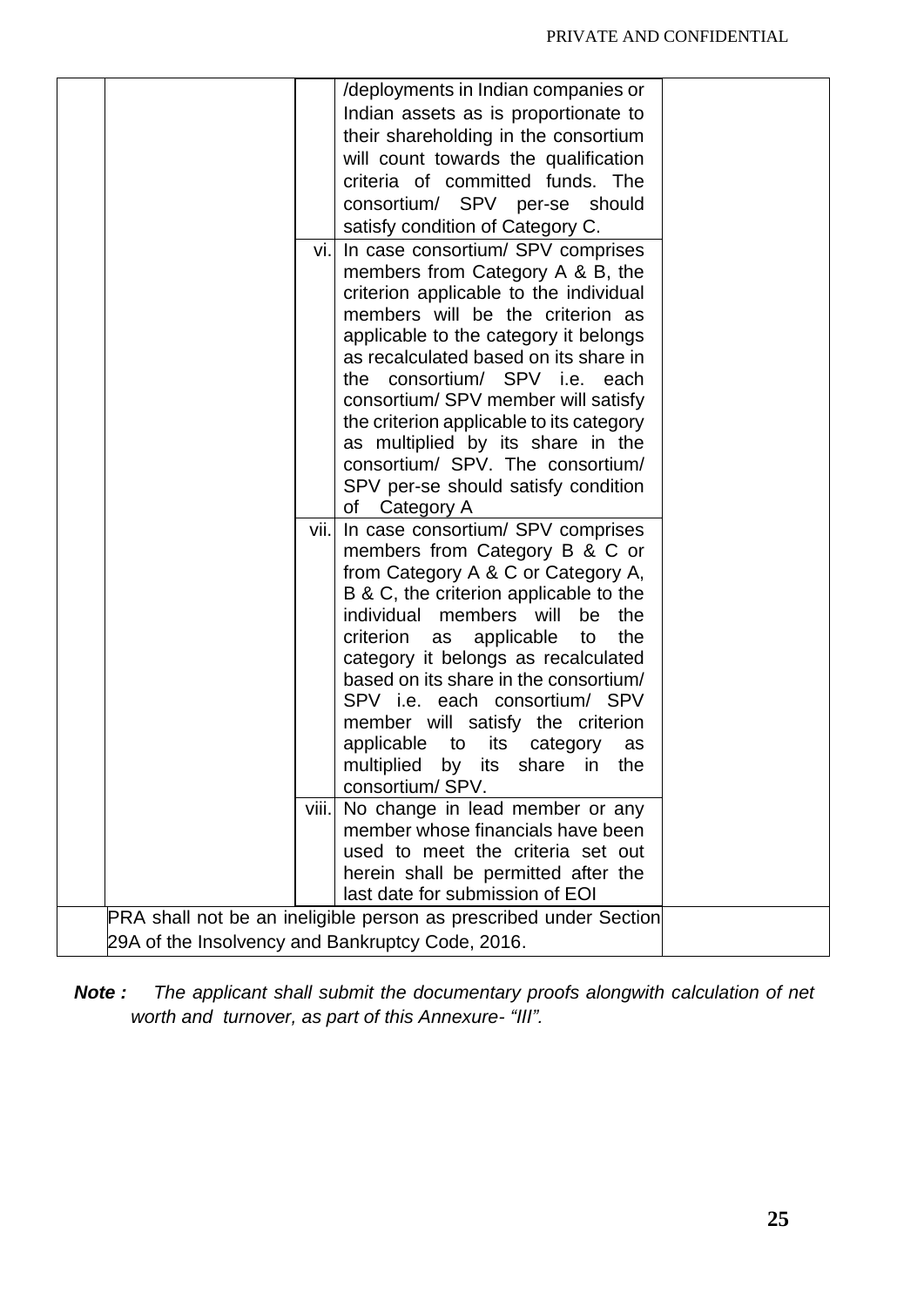| | | | | |
|---|---|---|---|---|
| | | | /deployments in Indian companies or Indian assets as is proportionate to their shareholding in the consortium will count towards the qualification criteria of committed funds. The consortium/ SPV per-se should satisfy condition of Category C. | |
| | | vi. | In case consortium/ SPV comprises members from Category A & B, the criterion applicable to the individual members will be the criterion as applicable to the category it belongs as recalculated based on its share in the consortium/ SPV i.e. each consortium/ SPV member will satisfy the criterion applicable to its category as multiplied by its share in the consortium/ SPV. The consortium/ SPV per-se should satisfy condition of Category A | |
| | | vii. | In case consortium/ SPV comprises members from Category B & C or from Category A & C or Category A, B & C, the criterion applicable to the individual members will be the criterion as applicable to the category it belongs as recalculated based on its share in the consortium/ SPV i.e. each consortium/ SPV member will satisfy the criterion applicable to its category as multiplied by its share in the consortium/ SPV. | |
| | | viii. | No change in lead member or any member whose financials have been used to meet the criteria set out herein shall be permitted after the last date for submission of EOI | |
| | PRA shall not be an ineligible person as prescribed under Section 29A of the Insolvency and Bankruptcy Code, 2016. | | | |

***Note :*** *The applicant shall submit the documentary proofs alongwith calculation of net worth and turnover, as part of this Annexure- "III".*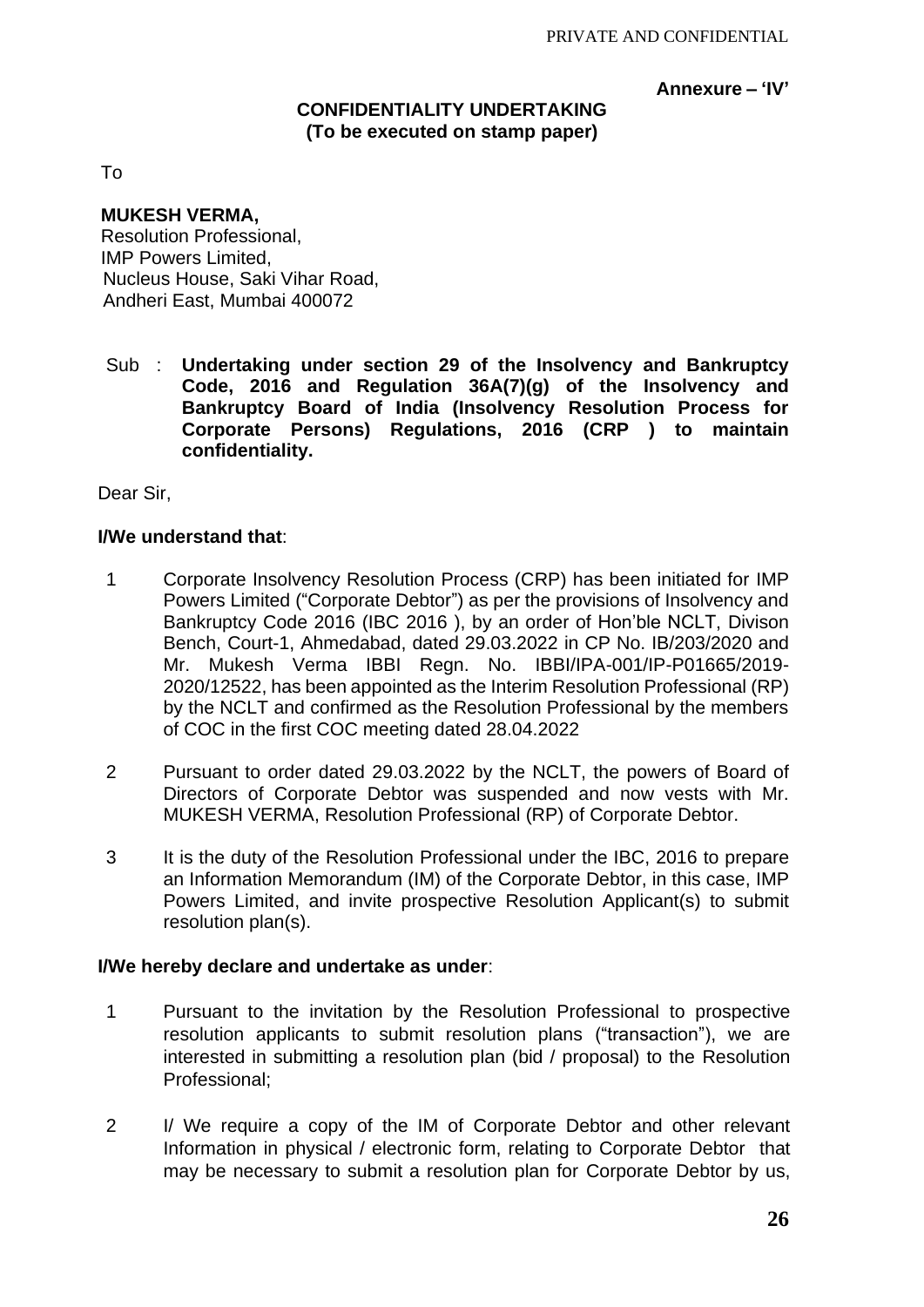PRIVATE AND CONFIDENTIAL

**Annexure – 'IV'**

**CONFIDENTIALITY UNDERTAKING**
**(To be executed on stamp paper)**

To

**MUKESH VERMA,**
Resolution Professional,
IMP Powers Limited,
Nucleus House, Saki Vihar Road,
Andheri East, Mumbai 400072

Sub : **Undertaking under section 29 of the Insolvency and Bankruptcy Code, 2016 and Regulation 36A(7)(g) of the Insolvency and Bankruptcy Board of India (Insolvency Resolution Process for Corporate Persons) Regulations, 2016 (CRP ) to maintain confidentiality.**

Dear Sir,

**I/We understand that**:

1 Corporate Insolvency Resolution Process (CRP) has been initiated for IMP Powers Limited ("Corporate Debtor") as per the provisions of Insolvency and Bankruptcy Code 2016 (IBC 2016 ), by an order of Hon'ble NCLT, Divison Bench, Court-1, Ahmedabad, dated 29.03.2022 in CP No. IB/203/2020 and Mr. Mukesh Verma IBBI Regn. No. IBBI/IPA-001/IP-P01665/2019-2020/12522, has been appointed as the Interim Resolution Professional (RP) by the NCLT and confirmed as the Resolution Professional by the members of COC in the first COC meeting dated 28.04.2022

2 Pursuant to order dated 29.03.2022 by the NCLT, the powers of Board of Directors of Corporate Debtor was suspended and now vests with Mr. MUKESH VERMA, Resolution Professional (RP) of Corporate Debtor.

3 It is the duty of the Resolution Professional under the IBC, 2016 to prepare an Information Memorandum (IM) of the Corporate Debtor, in this case, IMP Powers Limited, and invite prospective Resolution Applicant(s) to submit resolution plan(s).

**I/We hereby declare and undertake as under**:

1 Pursuant to the invitation by the Resolution Professional to prospective resolution applicants to submit resolution plans ("transaction"), we are interested in submitting a resolution plan (bid / proposal) to the Resolution Professional;

2 I/ We require a copy of the IM of Corporate Debtor and other relevant Information in physical / electronic form, relating to Corporate Debtor that may be necessary to submit a resolution plan for Corporate Debtor by us,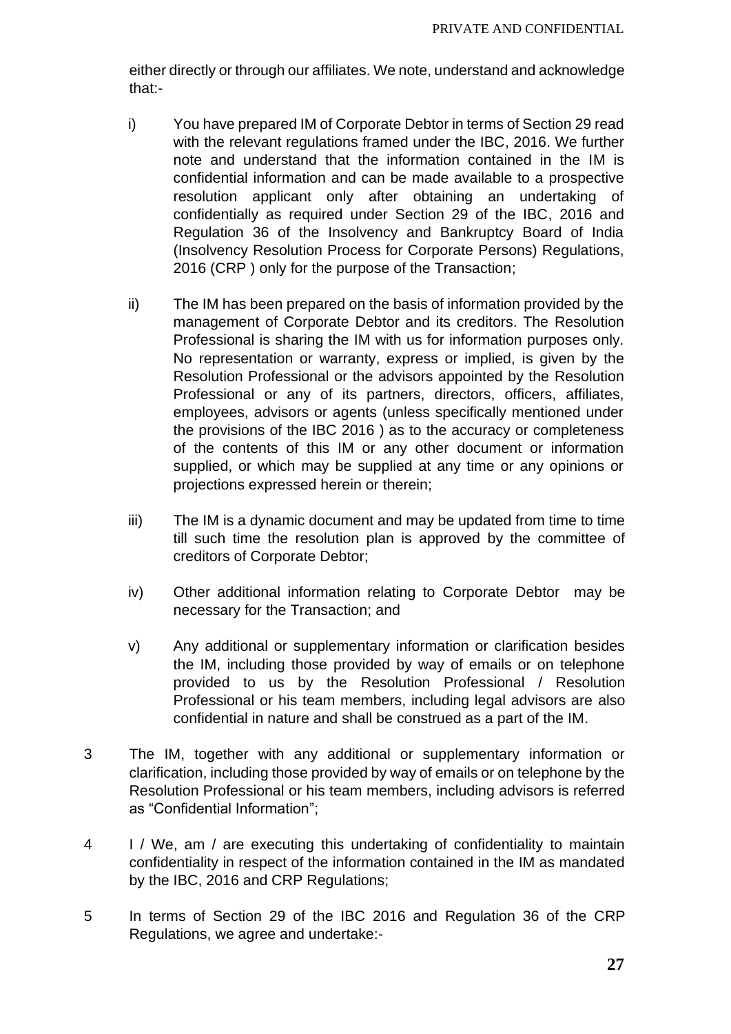either directly or through our affiliates. We note, understand and acknowledge that:-

i) You have prepared IM of Corporate Debtor in terms of Section 29 read with the relevant regulations framed under the IBC, 2016. We further note and understand that the information contained in the IM is confidential information and can be made available to a prospective resolution applicant only after obtaining an undertaking of confidentially as required under Section 29 of the IBC, 2016 and Regulation 36 of the Insolvency and Bankruptcy Board of India (Insolvency Resolution Process for Corporate Persons) Regulations, 2016 (CRP ) only for the purpose of the Transaction;

ii) The IM has been prepared on the basis of information provided by the management of Corporate Debtor and its creditors. The Resolution Professional is sharing the IM with us for information purposes only. No representation or warranty, express or implied, is given by the Resolution Professional or the advisors appointed by the Resolution Professional or any of its partners, directors, officers, affiliates, employees, advisors or agents (unless specifically mentioned under the provisions of the IBC 2016 ) as to the accuracy or completeness of the contents of this IM or any other document or information supplied, or which may be supplied at any time or any opinions or projections expressed herein or therein;

iii) The IM is a dynamic document and may be updated from time to time till such time the resolution plan is approved by the committee of creditors of Corporate Debtor;

iv) Other additional information relating to Corporate Debtor may be necessary for the Transaction; and

v) Any additional or supplementary information or clarification besides the IM, including those provided by way of emails or on telephone provided to us by the Resolution Professional / Resolution Professional or his team members, including legal advisors are also confidential in nature and shall be construed as a part of the IM.

3 The IM, together with any additional or supplementary information or clarification, including those provided by way of emails or on telephone by the Resolution Professional or his team members, including advisors is referred as "Confidential Information";

4 I / We, am / are executing this undertaking of confidentiality to maintain confidentiality in respect of the information contained in the IM as mandated by the IBC, 2016 and CRP Regulations;

5 In terms of Section 29 of the IBC 2016 and Regulation 36 of the CRP Regulations, we agree and undertake:-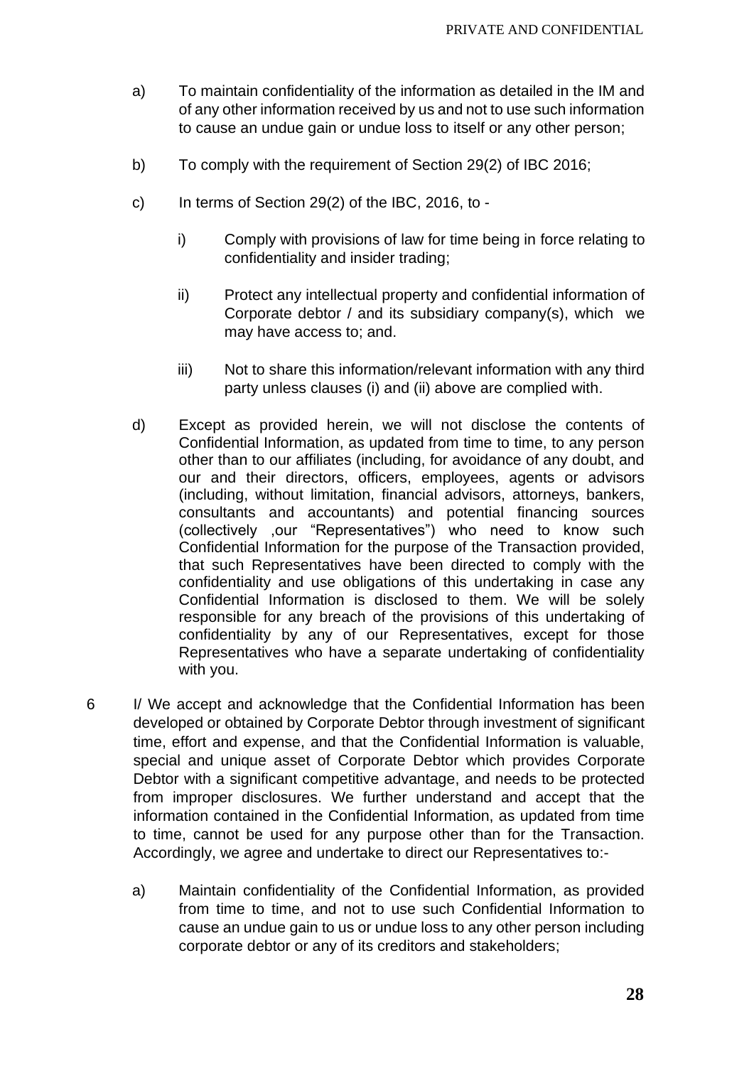a) To maintain confidentiality of the information as detailed in the IM and of any other information received by us and not to use such information to cause an undue gain or undue loss to itself or any other person;

b) To comply with the requirement of Section 29(2) of IBC 2016;

c) In terms of Section 29(2) of the IBC, 2016, to -

    i) Comply with provisions of law for time being in force relating to confidentiality and insider trading;

    ii) Protect any intellectual property and confidential information of Corporate debtor / and its subsidiary company(s), which we may have access to; and.

    iii) Not to share this information/relevant information with any third party unless clauses (i) and (ii) above are complied with.

d) Except as provided herein, we will not disclose the contents of Confidential Information, as updated from time to time, to any person other than to our affiliates (including, for avoidance of any doubt, and our and their directors, officers, employees, agents or advisors (including, without limitation, financial advisors, attorneys, bankers, consultants and accountants) and potential financing sources (collectively ,our "Representatives") who need to know such Confidential Information for the purpose of the Transaction provided, that such Representatives have been directed to comply with the confidentiality and use obligations of this undertaking in case any Confidential Information is disclosed to them. We will be solely responsible for any breach of the provisions of this undertaking of confidentiality by any of our Representatives, except for those Representatives who have a separate undertaking of confidentiality with you.

6 I/ We accept and acknowledge that the Confidential Information has been developed or obtained by Corporate Debtor through investment of significant time, effort and expense, and that the Confidential Information is valuable, special and unique asset of Corporate Debtor which provides Corporate Debtor with a significant competitive advantage, and needs to be protected from improper disclosures. We further understand and accept that the information contained in the Confidential Information, as updated from time to time, cannot be used for any purpose other than for the Transaction. Accordingly, we agree and undertake to direct our Representatives to:-

a) Maintain confidentiality of the Confidential Information, as provided from time to time, and not to use such Confidential Information to cause an undue gain to us or undue loss to any other person including corporate debtor or any of its creditors and stakeholders;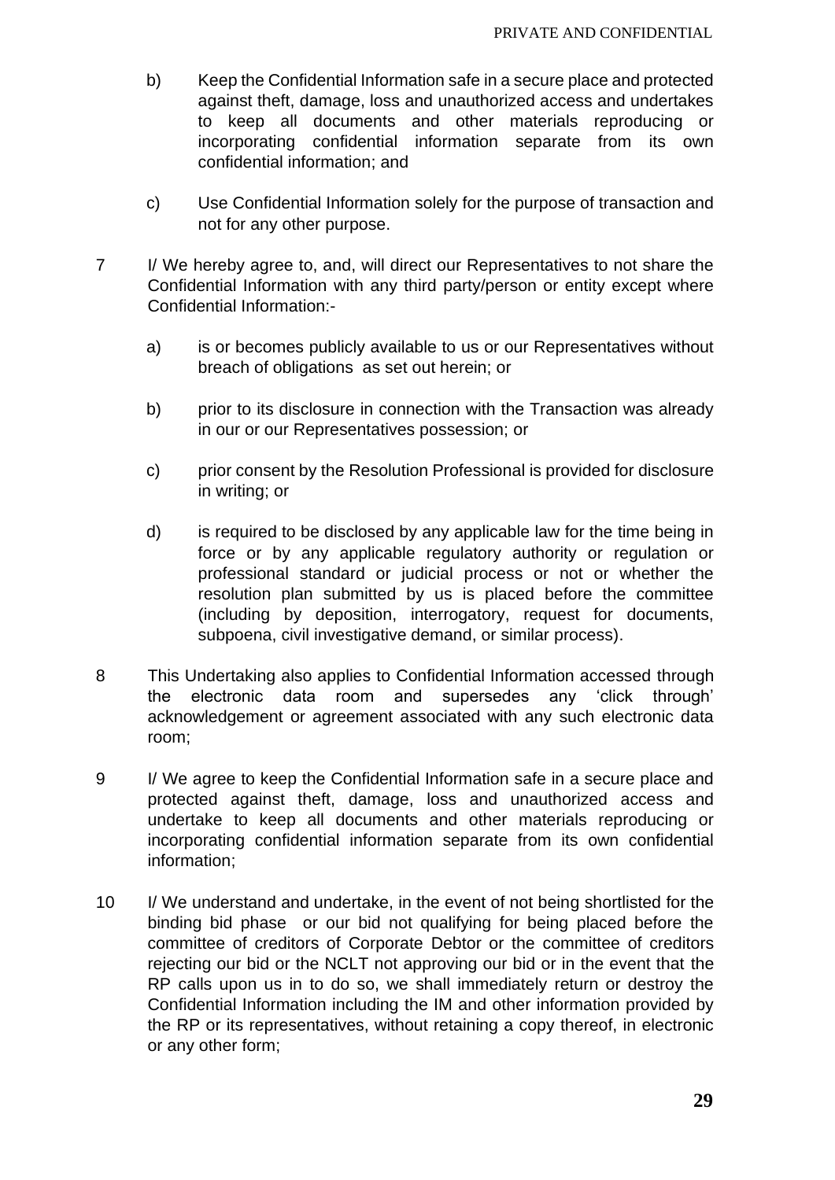b) Keep the Confidential Information safe in a secure place and protected against theft, damage, loss and unauthorized access and undertakes to keep all documents and other materials reproducing or incorporating confidential information separate from its own confidential information; and

c) Use Confidential Information solely for the purpose of transaction and not for any other purpose.

7 I/ We hereby agree to, and, will direct our Representatives to not share the Confidential Information with any third party/person or entity except where Confidential Information:-

a) is or becomes publicly available to us or our Representatives without breach of obligations as set out herein; or

b) prior to its disclosure in connection with the Transaction was already in our or our Representatives possession; or

c) prior consent by the Resolution Professional is provided for disclosure in writing; or

d) is required to be disclosed by any applicable law for the time being in force or by any applicable regulatory authority or regulation or professional standard or judicial process or not or whether the resolution plan submitted by us is placed before the committee (including by deposition, interrogatory, request for documents, subpoena, civil investigative demand, or similar process).

8 This Undertaking also applies to Confidential Information accessed through the electronic data room and supersedes any 'click through' acknowledgement or agreement associated with any such electronic data room;

9 I/ We agree to keep the Confidential Information safe in a secure place and protected against theft, damage, loss and unauthorized access and undertake to keep all documents and other materials reproducing or incorporating confidential information separate from its own confidential information;

10 I/ We understand and undertake, in the event of not being shortlisted for the binding bid phase or our bid not qualifying for being placed before the committee of creditors of Corporate Debtor or the committee of creditors rejecting our bid or the NCLT not approving our bid or in the event that the RP calls upon us in to do so, we shall immediately return or destroy the Confidential Information including the IM and other information provided by the RP or its representatives, without retaining a copy thereof, in electronic or any other form;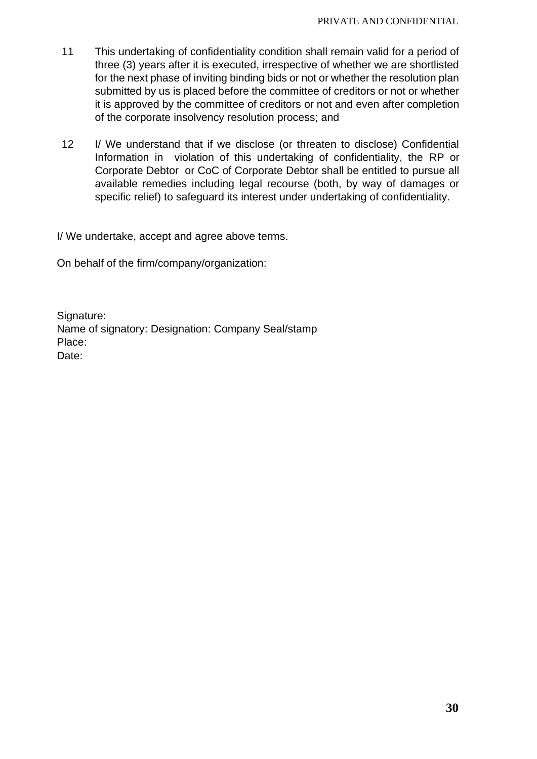11. This undertaking of confidentiality condition shall remain valid for a period of three (3) years after it is executed, irrespective of whether we are shortlisted for the next phase of inviting binding bids or not or whether the resolution plan submitted by us is placed before the committee of creditors or not or whether it is approved by the committee of creditors or not and even after completion of the corporate insolvency resolution process; and

12. I/ We understand that if we disclose (or threaten to disclose) Confidential Information in violation of this undertaking of confidentiality, the RP or Corporate Debtor or CoC of Corporate Debtor shall be entitled to pursue all available remedies including legal recourse (both, by way of damages or specific relief) to safeguard its interest under undertaking of confidentiality.

I/ We undertake, accept and agree above terms.

On behalf of the firm/company/organization:

Signature:
Name of signatory: Designation: Company Seal/stamp
Place:
Date: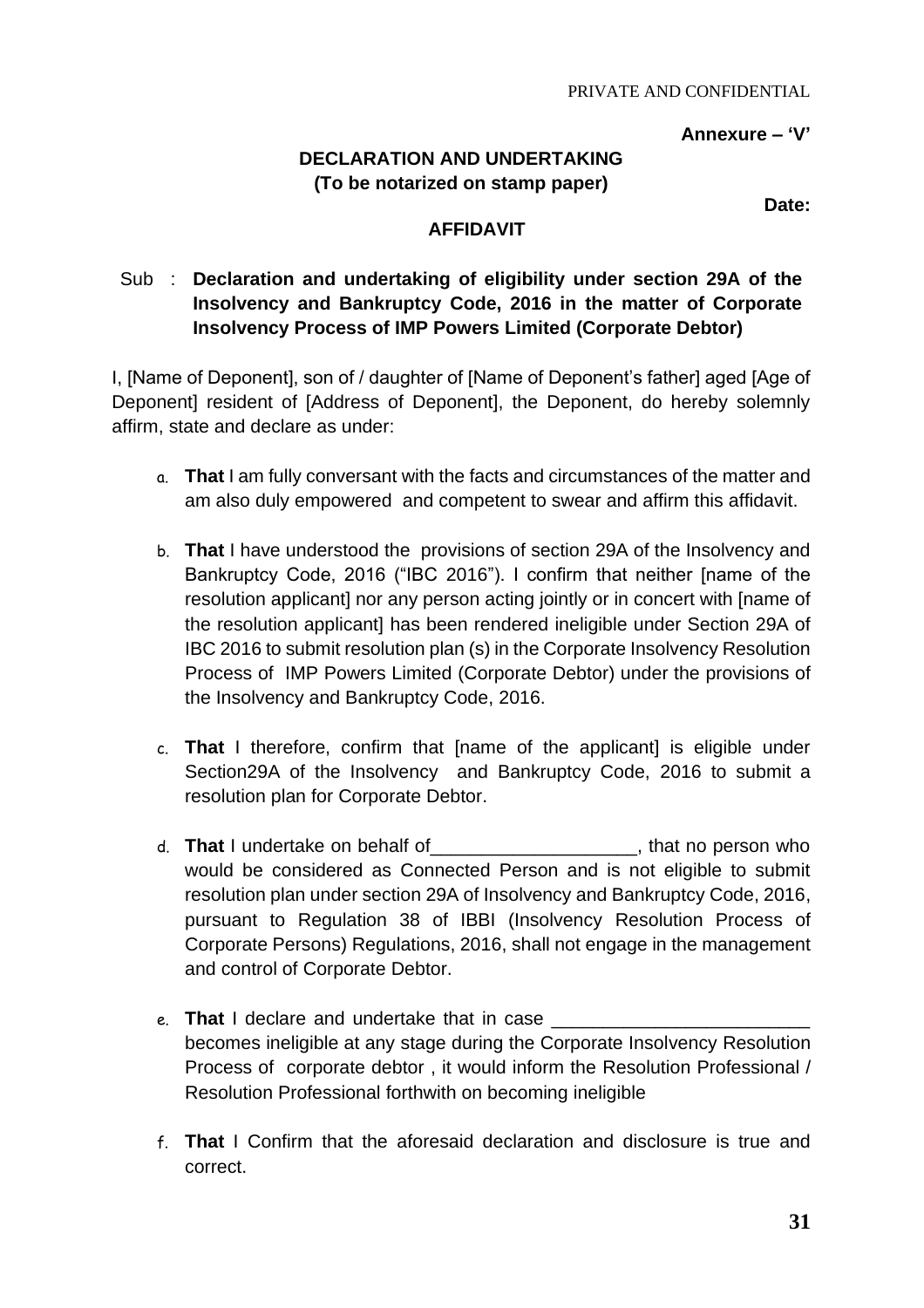PRIVATE AND CONFIDENTIAL

**Annexure – 'V'**

**DECLARATION AND UNDERTAKING**
**(To be notarized on stamp paper)**

**Date:**

**AFFIDAVIT**

Sub : **Declaration and undertaking of eligibility under section 29A of the Insolvency and Bankruptcy Code, 2016 in the matter of Corporate Insolvency Process of IMP Powers Limited (Corporate Debtor)**

I, [Name of Deponent], son of / daughter of [Name of Deponent's father] aged [Age of Deponent] resident of [Address of Deponent], the Deponent, do hereby solemnly affirm, state and declare as under:

a. **That** I am fully conversant with the facts and circumstances of the matter and am also duly empowered and competent to swear and affirm this affidavit.

b. **That** I have understood the provisions of section 29A of the Insolvency and Bankruptcy Code, 2016 ("IBC 2016"). I confirm that neither [name of the resolution applicant] nor any person acting jointly or in concert with [name of the resolution applicant] has been rendered ineligible under Section 29A of IBC 2016 to submit resolution plan (s) in the Corporate Insolvency Resolution Process of IMP Powers Limited (Corporate Debtor) under the provisions of the Insolvency and Bankruptcy Code, 2016.

c. **That** I therefore, confirm that [name of the applicant] is eligible under Section29A of the Insolvency and Bankruptcy Code, 2016 to submit a resolution plan for Corporate Debtor.

d. **That** I undertake on behalf of____________________, that no person who would be considered as Connected Person and is not eligible to submit resolution plan under section 29A of Insolvency and Bankruptcy Code, 2016, pursuant to Regulation 38 of IBBI (Insolvency Resolution Process of Corporate Persons) Regulations, 2016, shall not engage in the management and control of Corporate Debtor.

e. **That** I declare and undertake that in case _________________________ becomes ineligible at any stage during the Corporate Insolvency Resolution Process of corporate debtor , it would inform the Resolution Professional / Resolution Professional forthwith on becoming ineligible

f. **That** I Confirm that the aforesaid declaration and disclosure is true and correct.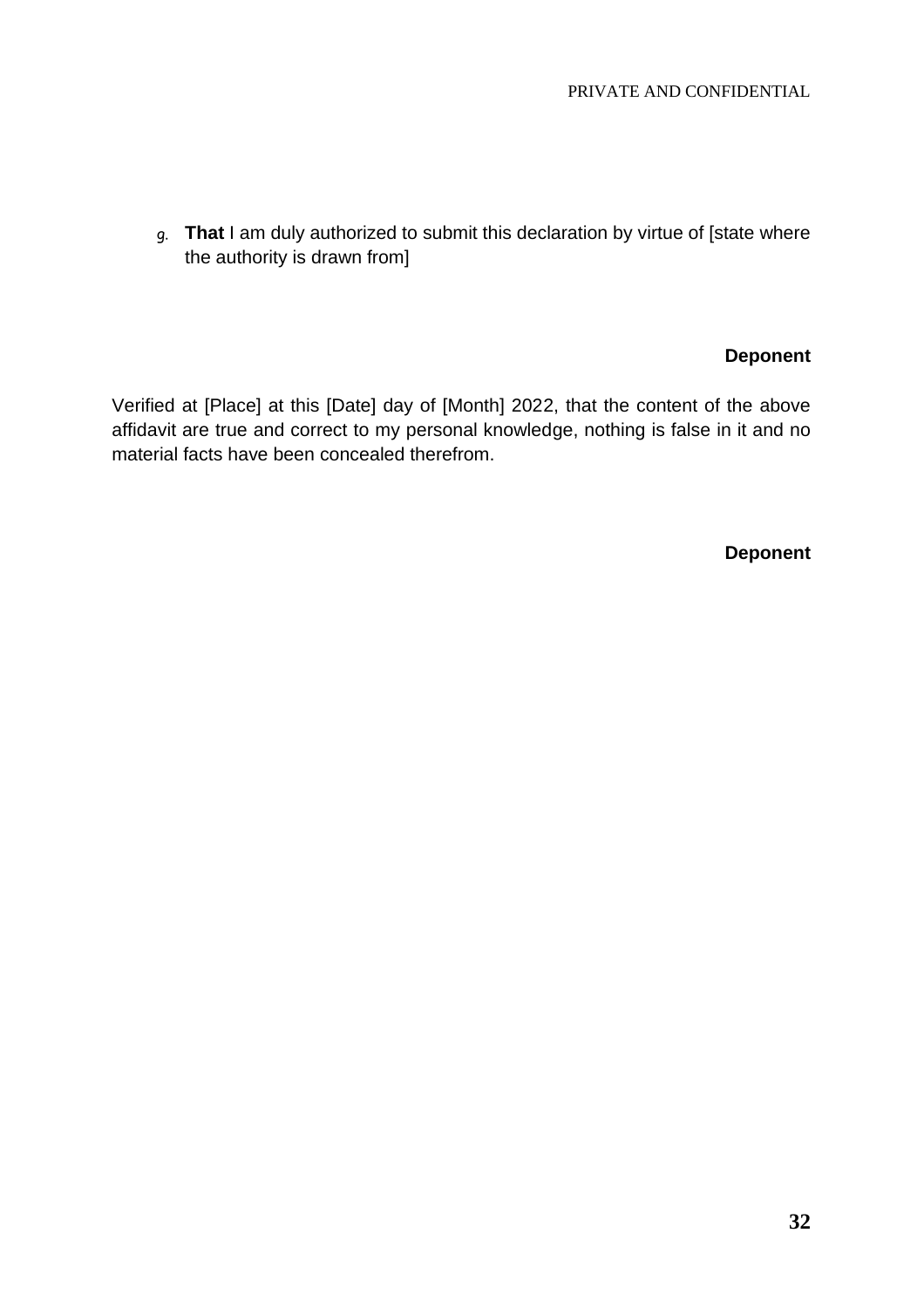g. **That** I am duly authorized to submit this declaration by virtue of [state where the authority is drawn from]

**Deponent**

Verified at [Place] at this [Date] day of [Month] 2022, that the content of the above affidavit are true and correct to my personal knowledge, nothing is false in it and no material facts have been concealed therefrom.

**Deponent**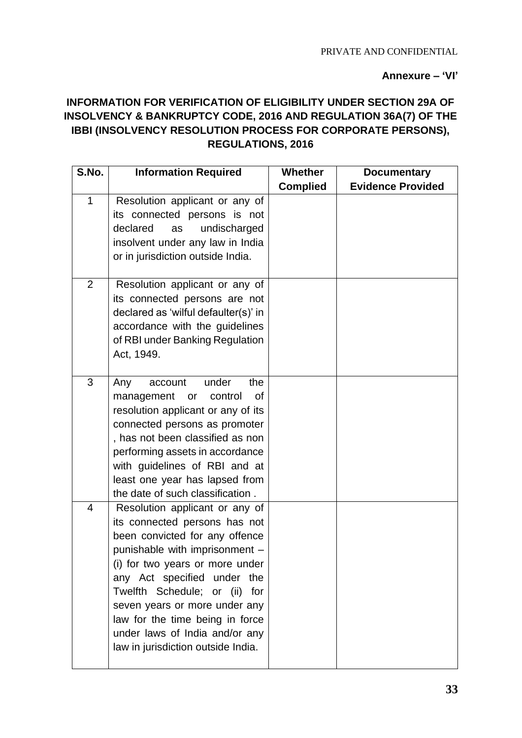PRIVATE AND CONFIDENTIAL

**Annexure – 'VI'**

**INFORMATION FOR VERIFICATION OF ELIGIBILITY UNDER SECTION 29A OF INSOLVENCY & BANKRUPTCY CODE, 2016 AND REGULATION 36A(7) OF THE IBBI (INSOLVENCY RESOLUTION PROCESS FOR CORPORATE PERSONS), REGULATIONS, 2016**

| S.No. | Information Required | Whether Complied | Documentary Evidence Provided |
|---|---|---|---|
| 1 | Resolution applicant or any of its connected persons is not declared as undischarged insolvent under any law in India or in jurisdiction outside India. | | |
| 2 | Resolution applicant or any of its connected persons are not declared as 'wilful defaulter(s)' in accordance with the guidelines of RBI under Banking Regulation Act, 1949. | | |
| 3 | Any account under the management or control of resolution applicant or any of its connected persons as promoter , has not been classified as non performing assets in accordance with guidelines of RBI and at least one year has lapsed from the date of such classification . | | |
| 4 | Resolution applicant or any of its connected persons has not been convicted for any offence punishable with imprisonment – (i) for two years or more under any Act specified under the Twelfth Schedule; or (ii) for seven years or more under any law for the time being in force under laws of India and/or any law in jurisdiction outside India. | | |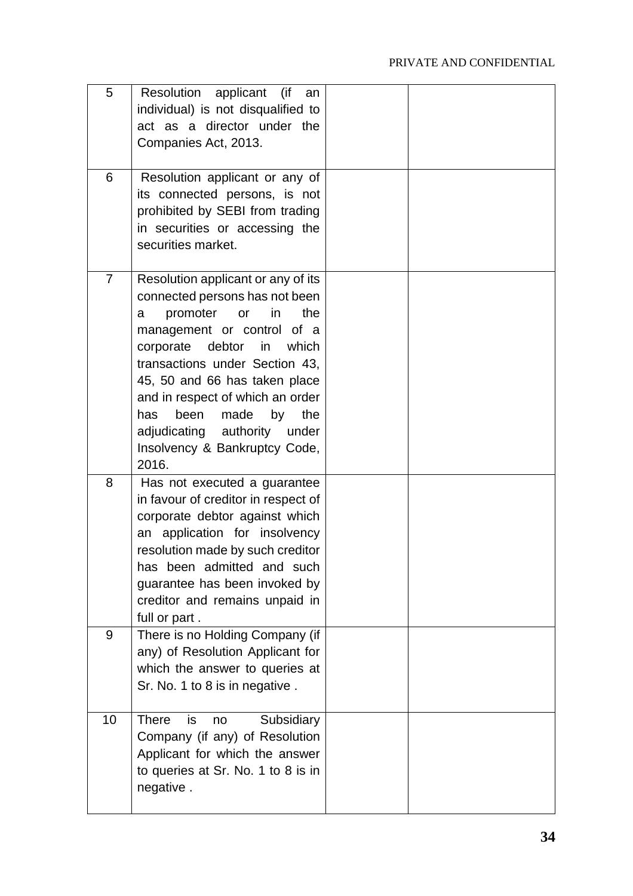| 5 | Resolution applicant (if an individual) is not disqualified to act as a director under the Companies Act, 2013. | | |
|---|---|---|---|
| 6 | Resolution applicant or any of its connected persons, is not prohibited by SEBI from trading in securities or accessing the securities market. | | |
| 7 | Resolution applicant or any of its connected persons has not been a promoter or in the management or control of a corporate debtor in which transactions under Section 43, 45, 50 and 66 has taken place and in respect of which an order has been made by the adjudicating authority under Insolvency & Bankruptcy Code, 2016. | | |
| 8 | Has not executed a guarantee in favour of creditor in respect of corporate debtor against which an application for insolvency resolution made by such creditor has been admitted and such guarantee has been invoked by creditor and remains unpaid in full or part . | | |
| 9 | There is no Holding Company (if any) of Resolution Applicant for which the answer to queries at Sr. No. 1 to 8 is in negative . | | |
| 10 | There is no Subsidiary Company (if any) of Resolution Applicant for which the answer to queries at Sr. No. 1 to 8 is in negative . | | |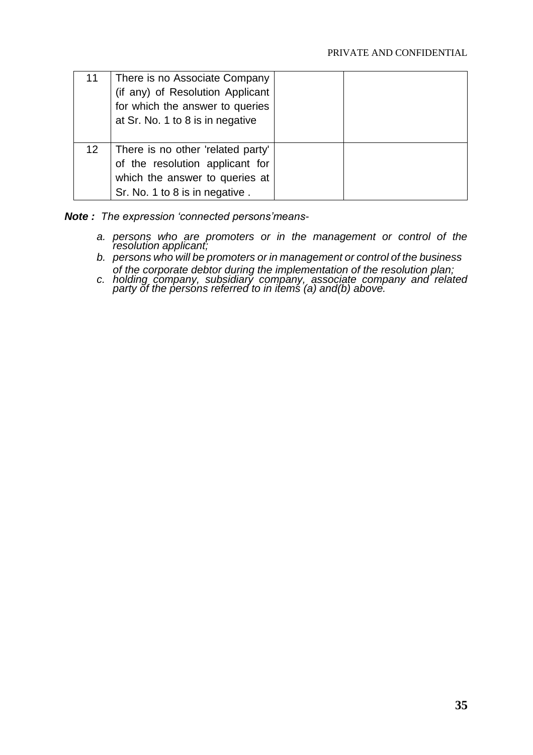| | | | |
|---|---|---|---|
| 11 | There is no Associate Company (if any) of Resolution Applicant for which the answer to queries at Sr. No. 1 to 8 is in negative | | |
| 12 | There is no other 'related party' of the resolution applicant for which the answer to queries at Sr. No. 1 to 8 is in negative . | | |

***Note :*** *The expression 'connected persons'means-*

*a. persons who are promoters or in the management or control of the resolution applicant;*

*b. persons who will be promoters or in management or control of the business of the corporate debtor during the implementation of the resolution plan;*

*c. holding company, subsidiary company, associate company and related party of the persons referred to in items (a) and(b) above.*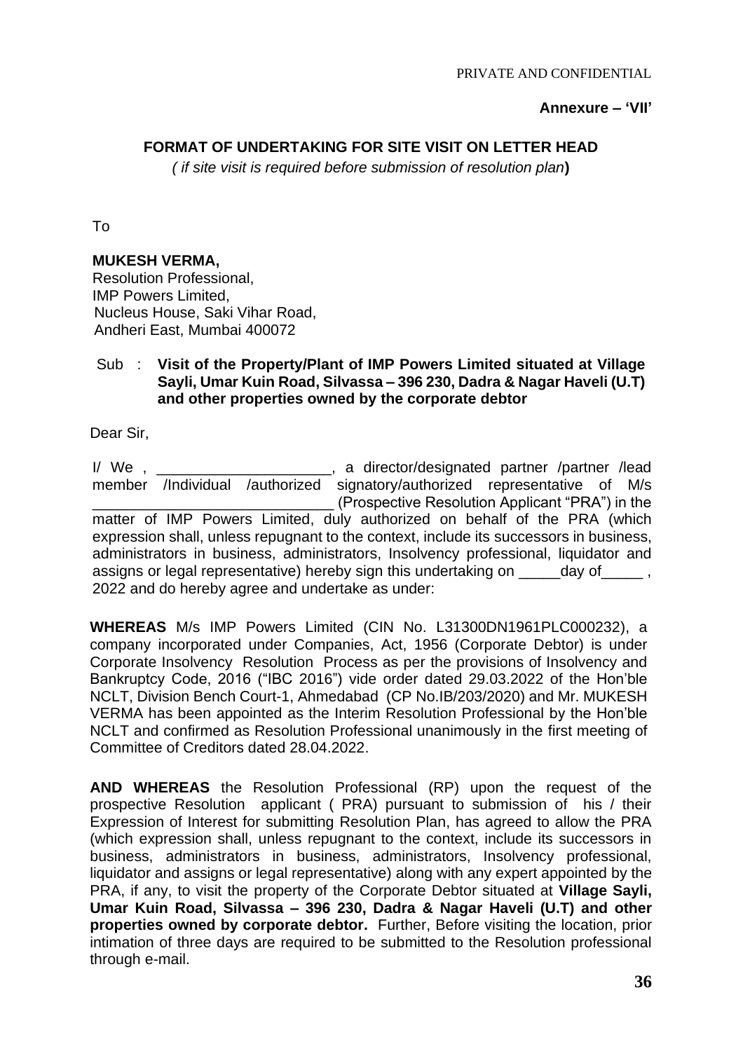PRIVATE AND CONFIDENTIAL

**Annexure – 'VII'**

**FORMAT OF UNDERTAKING FOR SITE VISIT ON LETTER HEAD**

*( if site visit is required before submission of resolution plan***)**

To

**MUKESH VERMA,**
Resolution Professional,
IMP Powers Limited,
Nucleus House, Saki Vihar Road,
Andheri East, Mumbai 400072

Sub : **Visit of the Property/Plant of IMP Powers Limited situated at Village Sayli, Umar Kuin Road, Silvassa – 396 230, Dadra & Nagar Haveli (U.T) and other properties owned by the corporate debtor**

Dear Sir,

I/ We , _____________________, a director/designated partner /partner /lead member /Individual /authorized signatory/authorized representative of M/s _____________________________ (Prospective Resolution Applicant "PRA") in the matter of IMP Powers Limited, duly authorized on behalf of the PRA (which expression shall, unless repugnant to the context, include its successors in business, administrators in business, administrators, Insolvency professional, liquidator and assigns or legal representative) hereby sign this undertaking on _____day of_____ , 2022 and do hereby agree and undertake as under:

**WHEREAS** M/s IMP Powers Limited (CIN No. L31300DN1961PLC000232), a company incorporated under Companies, Act, 1956 (Corporate Debtor) is under Corporate Insolvency Resolution Process as per the provisions of Insolvency and Bankruptcy Code, 2016 ("IBC 2016") vide order dated 29.03.2022 of the Hon'ble NCLT, Division Bench Court-1, Ahmedabad (CP No.IB/203/2020) and Mr. MUKESH VERMA has been appointed as the Interim Resolution Professional by the Hon'ble NCLT and confirmed as Resolution Professional unanimously in the first meeting of Committee of Creditors dated 28.04.2022.

**AND WHEREAS** the Resolution Professional (RP) upon the request of the prospective Resolution applicant ( PRA) pursuant to submission of his / their Expression of Interest for submitting Resolution Plan, has agreed to allow the PRA (which expression shall, unless repugnant to the context, include its successors in business, administrators in business, administrators, Insolvency professional, liquidator and assigns or legal representative) along with any expert appointed by the PRA, if any, to visit the property of the Corporate Debtor situated at **Village Sayli, Umar Kuin Road, Silvassa – 396 230, Dadra & Nagar Haveli (U.T) and other properties owned by corporate debtor.** Further, Before visiting the location, prior intimation of three days are required to be submitted to the Resolution professional through e-mail.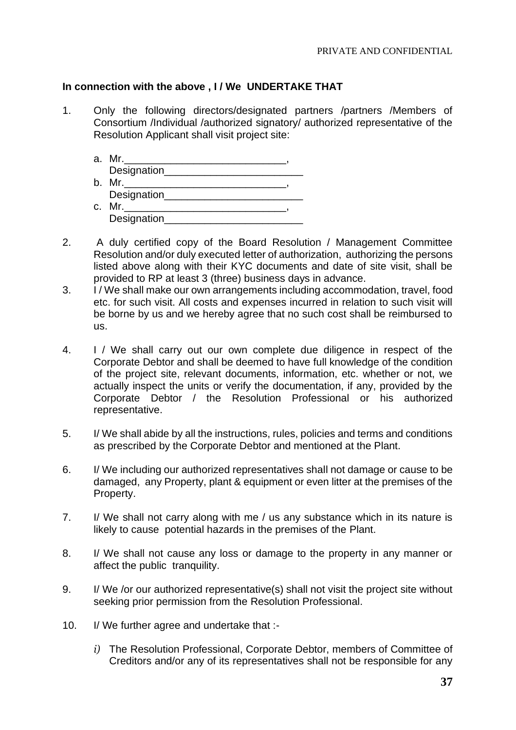**In connection with the above , I / We UNDERTAKE THAT**

1. Only the following directors/designated partners /partners /Members of Consortium /Individual /authorized signatory/ authorized representative of the Resolution Applicant shall visit project site:

   a. Mr.____________________________,
      Designation________________________
   b. Mr.____________________________,
      Designation________________________
   c. Mr.____________________________,
      Designation________________________

2. A duly certified copy of the Board Resolution / Management Committee Resolution and/or duly executed letter of authorization, authorizing the persons listed above along with their KYC documents and date of site visit, shall be provided to RP at least 3 (three) business days in advance.

3. I / We shall make our own arrangements including accommodation, travel, food etc. for such visit. All costs and expenses incurred in relation to such visit will be borne by us and we hereby agree that no such cost shall be reimbursed to us.

4. I / We shall carry out our own complete due diligence in respect of the Corporate Debtor and shall be deemed to have full knowledge of the condition of the project site, relevant documents, information, etc. whether or not, we actually inspect the units or verify the documentation, if any, provided by the Corporate Debtor / the Resolution Professional or his authorized representative.

5. I/ We shall abide by all the instructions, rules, policies and terms and conditions as prescribed by the Corporate Debtor and mentioned at the Plant.

6. I/ We including our authorized representatives shall not damage or cause to be damaged, any Property, plant & equipment or even litter at the premises of the Property.

7. I/ We shall not carry along with me / us any substance which in its nature is likely to cause potential hazards in the premises of the Plant.

8. I/ We shall not cause any loss or damage to the property in any manner or affect the public tranquility.

9. I/ We /or our authorized representative(s) shall not visit the project site without seeking prior permission from the Resolution Professional.

10. I/ We further agree and undertake that :-

    *i)* The Resolution Professional, Corporate Debtor, members of Committee of Creditors and/or any of its representatives shall not be responsible for any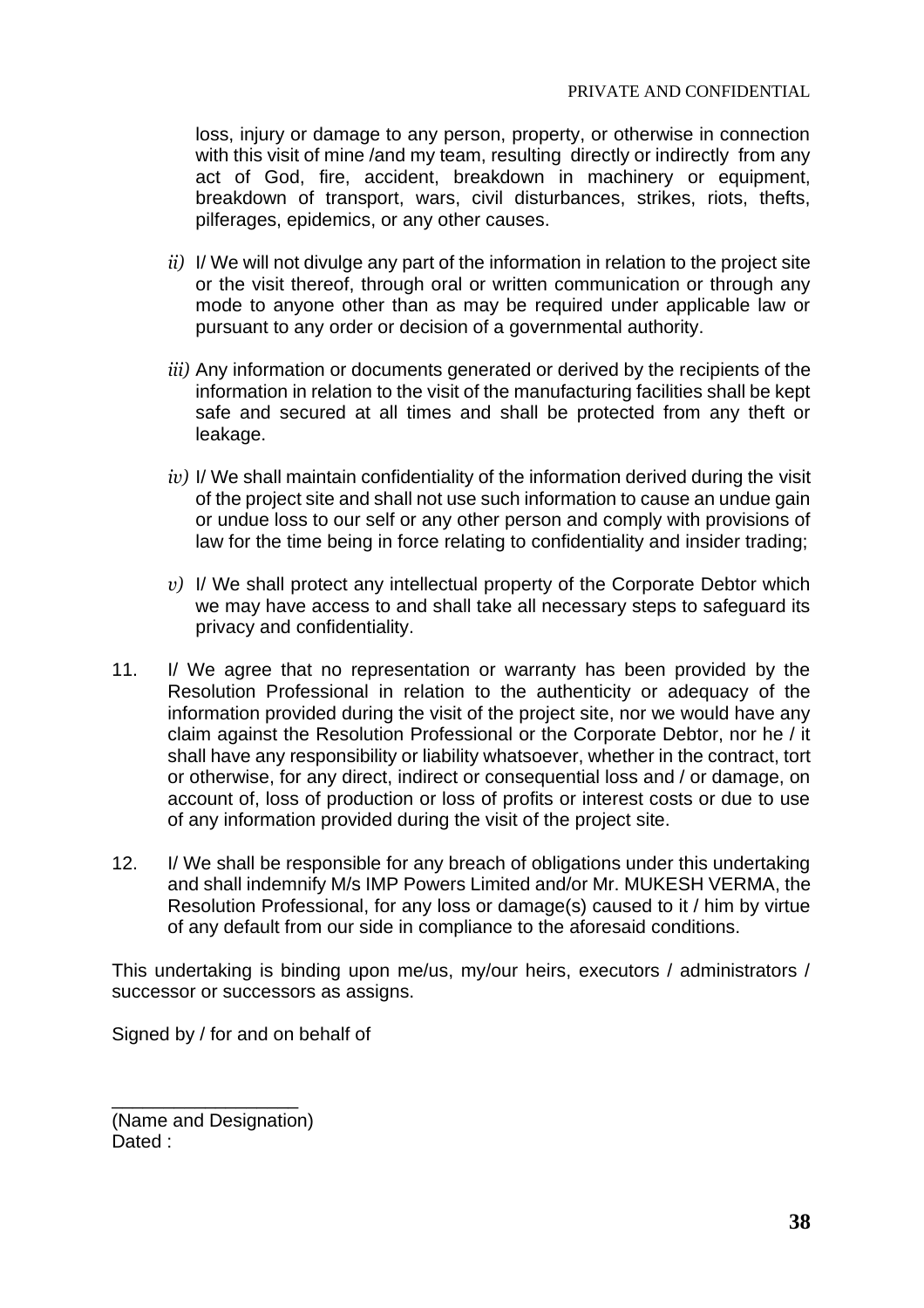loss, injury or damage to any person, property, or otherwise in connection with this visit of mine /and my team, resulting directly or indirectly from any act of God, fire, accident, breakdown in machinery or equipment, breakdown of transport, wars, civil disturbances, strikes, riots, thefts, pilferages, epidemics, or any other causes.

*ii)* I/ We will not divulge any part of the information in relation to the project site or the visit thereof, through oral or written communication or through any mode to anyone other than as may be required under applicable law or pursuant to any order or decision of a governmental authority.

*iii)* Any information or documents generated or derived by the recipients of the information in relation to the visit of the manufacturing facilities shall be kept safe and secured at all times and shall be protected from any theft or leakage.

*iv)* I/ We shall maintain confidentiality of the information derived during the visit of the project site and shall not use such information to cause an undue gain or undue loss to our self or any other person and comply with provisions of law for the time being in force relating to confidentiality and insider trading;

*v)* I/ We shall protect any intellectual property of the Corporate Debtor which we may have access to and shall take all necessary steps to safeguard its privacy and confidentiality.

11. I/ We agree that no representation or warranty has been provided by the Resolution Professional in relation to the authenticity or adequacy of the information provided during the visit of the project site, nor we would have any claim against the Resolution Professional or the Corporate Debtor, nor he / it shall have any responsibility or liability whatsoever, whether in the contract, tort or otherwise, for any direct, indirect or consequential loss and / or damage, on account of, loss of production or loss of profits or interest costs or due to use of any information provided during the visit of the project site.

12. I/ We shall be responsible for any breach of obligations under this undertaking and shall indemnify M/s IMP Powers Limited and/or Mr. MUKESH VERMA, the Resolution Professional, for any loss or damage(s) caused to it / him by virtue of any default from our side in compliance to the aforesaid conditions.

This undertaking is binding upon me/us, my/our heirs, executors / administrators / successor or successors as assigns.

Signed by / for and on behalf of

\_\_\_\_\_\_\_\_\_\_\_\_\_\_\_\_\_\_
(Name and Designation)
Dated :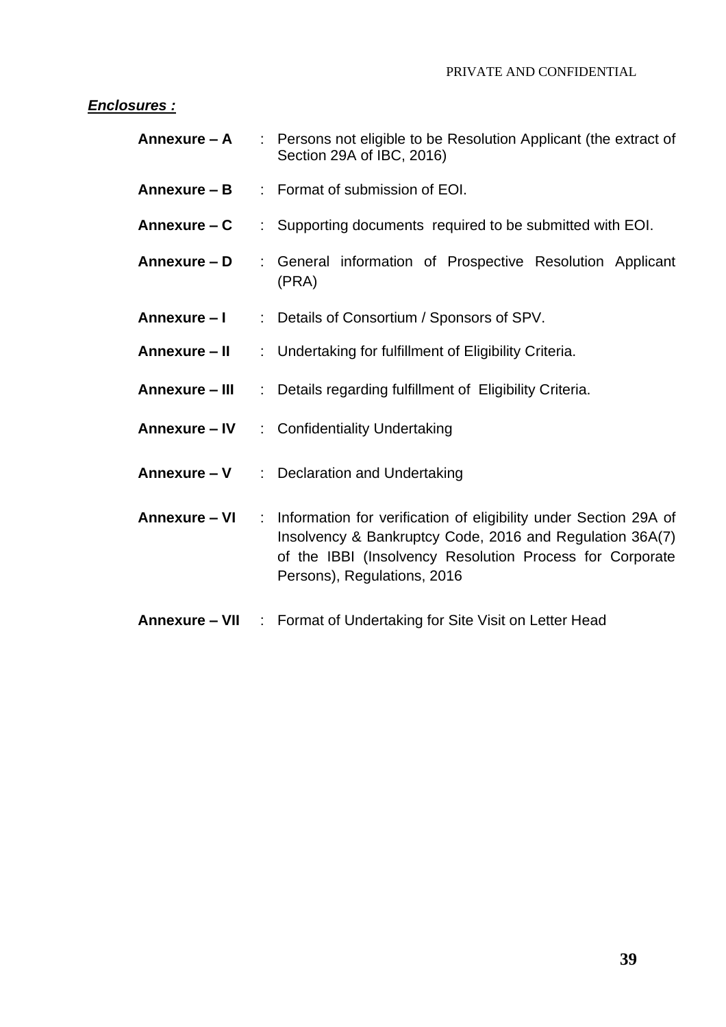***Enclosures :***

| | | |
|---|---|---|
| **Annexure – A** | : | Persons not eligible to be Resolution Applicant (the extract of Section 29A of IBC, 2016) |
| **Annexure – B** | : | Format of submission of EOI. |
| **Annexure – C** | : | Supporting documents required to be submitted with EOI. |
| **Annexure – D** | : | General information of Prospective Resolution Applicant (PRA) |
| **Annexure – I** | : | Details of Consortium / Sponsors of SPV. |
| **Annexure – II** | : | Undertaking for fulfillment of Eligibility Criteria. |
| **Annexure – III** | : | Details regarding fulfillment of Eligibility Criteria. |
| **Annexure – IV** | : | Confidentiality Undertaking |
| **Annexure – V** | : | Declaration and Undertaking |
| **Annexure – VI** | : | Information for verification of eligibility under Section 29A of Insolvency & Bankruptcy Code, 2016 and Regulation 36A(7) of the IBBI (Insolvency Resolution Process for Corporate Persons), Regulations, 2016 |
| **Annexure – VII** | : | Format of Undertaking for Site Visit on Letter Head |